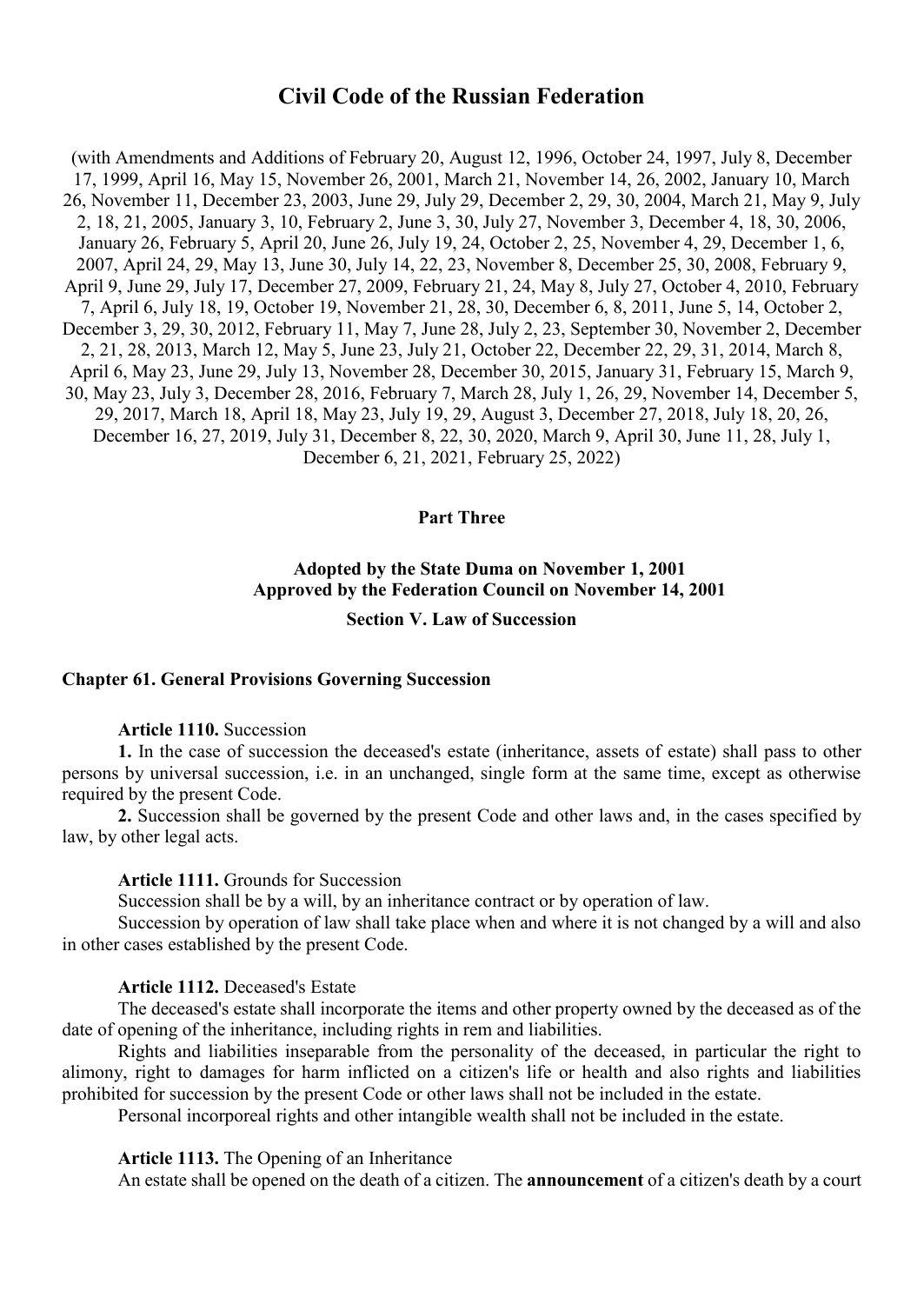# Civil Code of the Russian Federation

(with Amendments and Additions of February 20, August 12, 1996, October 24, 1997, July 8, December 17, 1999, April 16, May 15, November 26, 2001, March 21, November 14, 26, 2002, January 10, March 26, November 11, December 23, 2003, June 29, July 29, December 2, 29, 30, 2004, March 21, May 9, July 2, 18, 21, 2005, January 3, 10, February 2, June 3, 30, July 27, November 3, December 4, 18, 30, 2006, January 26, February 5, April 20, June 26, July 19, 24, October 2, 25, November 4, 29, December 1, 6, 2007, April 24, 29, May 13, June 30, July 14, 22, 23, November 8, December 25, 30, 2008, February 9, April 9, June 29, July 17, December 27, 2009, February 21, 24, May 8, July 27, October 4, 2010, February 7, April 6, July 18, 19, October 19, November 21, 28, 30, December 6, 8, 2011, June 5, 14, October 2, December 3, 29, 30, 2012, February 11, May 7, June 28, July 2, 23, September 30, November 2, December 2, 21, 28, 2013, March 12, May 5, June 23, July 21, October 22, December 22, 29, 31, 2014, March 8, April 6, May 23, June 29, July 13, November 28, December 30, 2015, January 31, February 15, March 9, 30, May 23, July 3, December 28, 2016, February 7, March 28, July 1, 26, 29, November 14, December 5, 29, 2017, March 18, April 18, May 23, July 19, 29, August 3, December 27, 2018, July 18, 20, 26, December 16, 27, 2019, July 31, December 8, 22, 30, 2020, March 9, April 30, June 11, 28, July 1, December 6, 21, 2021, February 25, 2022)

## Part Three

**Adopted by the State Duma on November 1, 2001**
**Approved by the Federation Council on November 14, 2001**

### Section V. Law of Succession

#### Chapter 61. General Provisions Governing Succession

**Article 1110.** Succession

**1.** In the case of succession the deceased's estate (inheritance, assets of estate) shall pass to other persons by universal succession, i.e. in an unchanged, single form at the same time, except as otherwise required by the present Code.

**2.** Succession shall be governed by the present Code and other laws and, in the cases specified by law, by other legal acts.

**Article 1111.** Grounds for Succession

Succession shall be by a will, by an inheritance contract or by operation of law.

Succession by operation of law shall take place when and where it is not changed by a will and also in other cases established by the present Code.

**Article 1112.** Deceased's Estate

The deceased's estate shall incorporate the items and other property owned by the deceased as of the date of opening of the inheritance, including rights in rem and liabilities.

Rights and liabilities inseparable from the personality of the deceased, in particular the right to alimony, right to damages for harm inflicted on a citizen's life or health and also rights and liabilities prohibited for succession by the present Code or other laws shall not be included in the estate.

Personal incorporeal rights and other intangible wealth shall not be included in the estate.

**Article 1113.** The Opening of an Inheritance

An estate shall be opened on the death of a citizen. The **announcement** of a citizen's death by a court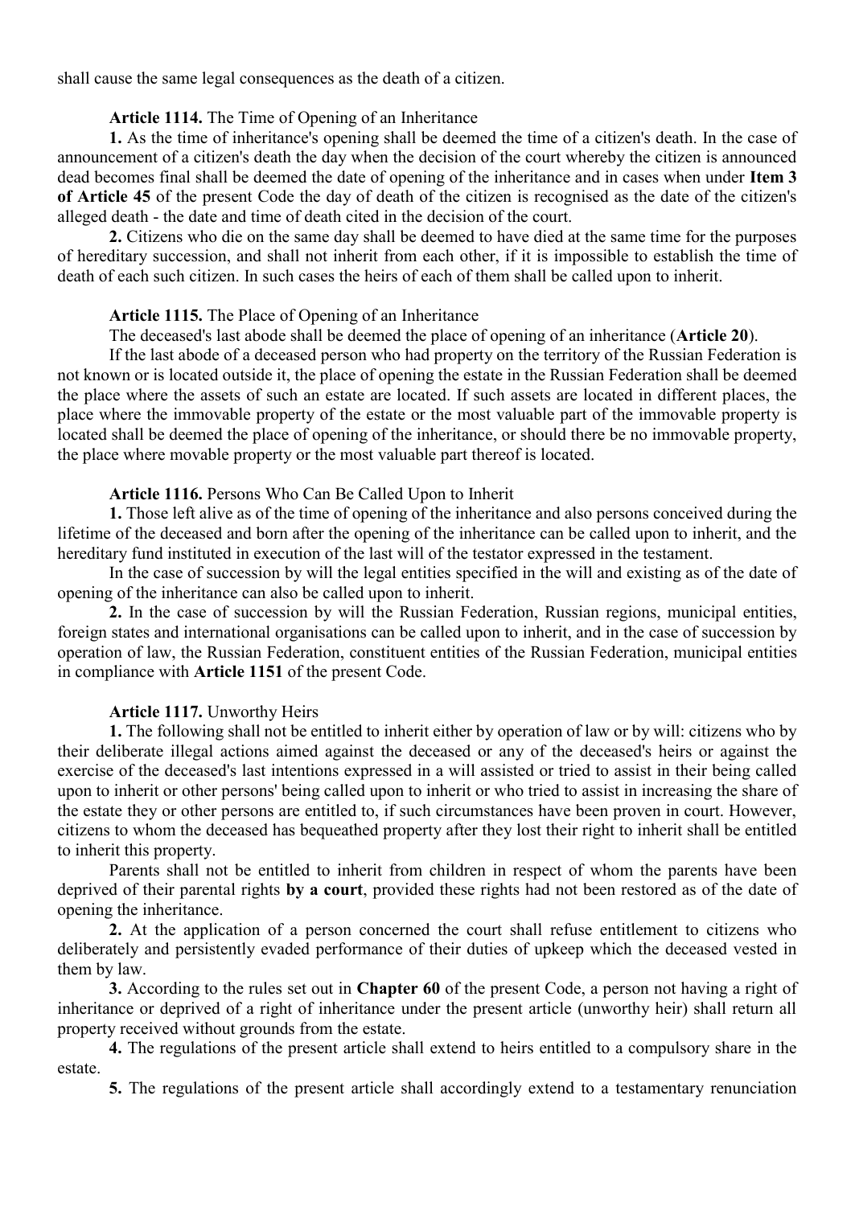shall cause the same legal consequences as the death of a citizen.

**Article 1114.** The Time of Opening of an Inheritance

**1.** As the time of inheritance's opening shall be deemed the time of a citizen's death. In the case of announcement of a citizen's death the day when the decision of the court whereby the citizen is announced dead becomes final shall be deemed the date of opening of the inheritance and in cases when under **Item 3 of Article 45** of the present Code the day of death of the citizen is recognised as the date of the citizen's alleged death - the date and time of death cited in the decision of the court.

**2.** Citizens who die on the same day shall be deemed to have died at the same time for the purposes of hereditary succession, and shall not inherit from each other, if it is impossible to establish the time of death of each such citizen. In such cases the heirs of each of them shall be called upon to inherit.

**Article 1115.** The Place of Opening of an Inheritance

The deceased's last abode shall be deemed the place of opening of an inheritance (**Article 20**).

If the last abode of a deceased person who had property on the territory of the Russian Federation is not known or is located outside it, the place of opening the estate in the Russian Federation shall be deemed the place where the assets of such an estate are located. If such assets are located in different places, the place where the immovable property of the estate or the most valuable part of the immovable property is located shall be deemed the place of opening of the inheritance, or should there be no immovable property, the place where movable property or the most valuable part thereof is located.

**Article 1116.** Persons Who Can Be Called Upon to Inherit

**1.** Those left alive as of the time of opening of the inheritance and also persons conceived during the lifetime of the deceased and born after the opening of the inheritance can be called upon to inherit, and the hereditary fund instituted in execution of the last will of the testator expressed in the testament.

In the case of succession by will the legal entities specified in the will and existing as of the date of opening of the inheritance can also be called upon to inherit.

**2.** In the case of succession by will the Russian Federation, Russian regions, municipal entities, foreign states and international organisations can be called upon to inherit, and in the case of succession by operation of law, the Russian Federation, constituent entities of the Russian Federation, municipal entities in compliance with **Article 1151** of the present Code.

**Article 1117.** Unworthy Heirs

**1.** The following shall not be entitled to inherit either by operation of law or by will: citizens who by their deliberate illegal actions aimed against the deceased or any of the deceased's heirs or against the exercise of the deceased's last intentions expressed in a will assisted or tried to assist in their being called upon to inherit or other persons' being called upon to inherit or who tried to assist in increasing the share of the estate they or other persons are entitled to, if such circumstances have been proven in court. However, citizens to whom the deceased has bequeathed property after they lost their right to inherit shall be entitled to inherit this property.

Parents shall not be entitled to inherit from children in respect of whom the parents have been deprived of their parental rights **by a court**, provided these rights had not been restored as of the date of opening the inheritance.

**2.** At the application of a person concerned the court shall refuse entitlement to citizens who deliberately and persistently evaded performance of their duties of upkeep which the deceased vested in them by law.

**3.** According to the rules set out in **Chapter 60** of the present Code, a person not having a right of inheritance or deprived of a right of inheritance under the present article (unworthy heir) shall return all property received without grounds from the estate.

**4.** The regulations of the present article shall extend to heirs entitled to a compulsory share in the estate.

**5.** The regulations of the present article shall accordingly extend to a testamentary renunciation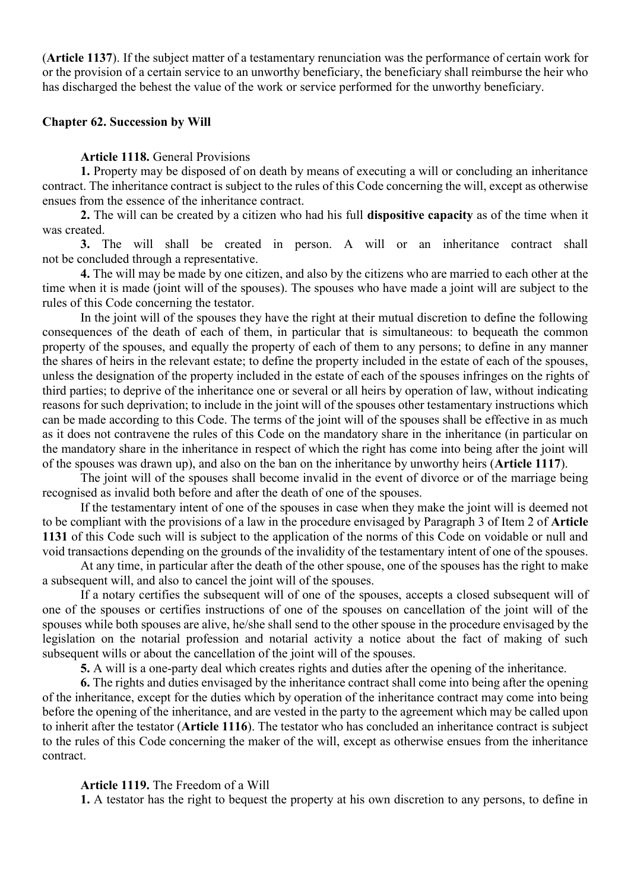(**Article 1137**). If the subject matter of a testamentary renunciation was the performance of certain work for or the provision of a certain service to an unworthy beneficiary, the beneficiary shall reimburse the heir who has discharged the behest the value of the work or service performed for the unworthy beneficiary.

## Chapter 62. Succession by Will

**Article 1118.** General Provisions

**1.** Property may be disposed of on death by means of executing a will or concluding an inheritance contract. The inheritance contract is subject to the rules of this Code concerning the will, except as otherwise ensues from the essence of the inheritance contract.

**2.** The will can be created by a citizen who had his full **dispositive capacity** as of the time when it was created.

**3.** The will shall be created in person. A will or an inheritance contract shall not be concluded through a representative.

**4.** The will may be made by one citizen, and also by the citizens who are married to each other at the time when it is made (joint will of the spouses). The spouses who have made a joint will are subject to the rules of this Code concerning the testator.

In the joint will of the spouses they have the right at their mutual discretion to define the following consequences of the death of each of them, in particular that is simultaneous: to bequeath the common property of the spouses, and equally the property of each of them to any persons; to define in any manner the shares of heirs in the relevant estate; to define the property included in the estate of each of the spouses, unless the designation of the property included in the estate of each of the spouses infringes on the rights of third parties; to deprive of the inheritance one or several or all heirs by operation of law, without indicating reasons for such deprivation; to include in the joint will of the spouses other testamentary instructions which can be made according to this Code. The terms of the joint will of the spouses shall be effective in as much as it does not contravene the rules of this Code on the mandatory share in the inheritance (in particular on the mandatory share in the inheritance in respect of which the right has come into being after the joint will of the spouses was drawn up), and also on the ban on the inheritance by unworthy heirs (**Article 1117**).

The joint will of the spouses shall become invalid in the event of divorce or of the marriage being recognised as invalid both before and after the death of one of the spouses.

If the testamentary intent of one of the spouses in case when they make the joint will is deemed not to be compliant with the provisions of a law in the procedure envisaged by Paragraph 3 of Item 2 of **Article 1131** of this Code such will is subject to the application of the norms of this Code on voidable or null and void transactions depending on the grounds of the invalidity of the testamentary intent of one of the spouses.

At any time, in particular after the death of the other spouse, one of the spouses has the right to make a subsequent will, and also to cancel the joint will of the spouses.

If a notary certifies the subsequent will of one of the spouses, accepts a closed subsequent will of one of the spouses or certifies instructions of one of the spouses on cancellation of the joint will of the spouses while both spouses are alive, he/she shall send to the other spouse in the procedure envisaged by the legislation on the notarial profession and notarial activity a notice about the fact of making of such subsequent wills or about the cancellation of the joint will of the spouses.

**5.** A will is a one-party deal which creates rights and duties after the opening of the inheritance.

**6.** The rights and duties envisaged by the inheritance contract shall come into being after the opening of the inheritance, except for the duties which by operation of the inheritance contract may come into being before the opening of the inheritance, and are vested in the party to the agreement which may be called upon to inherit after the testator (**Article 1116**). The testator who has concluded an inheritance contract is subject to the rules of this Code concerning the maker of the will, except as otherwise ensues from the inheritance contract.

**Article 1119.** The Freedom of a Will

**1.** A testator has the right to bequest the property at his own discretion to any persons, to define in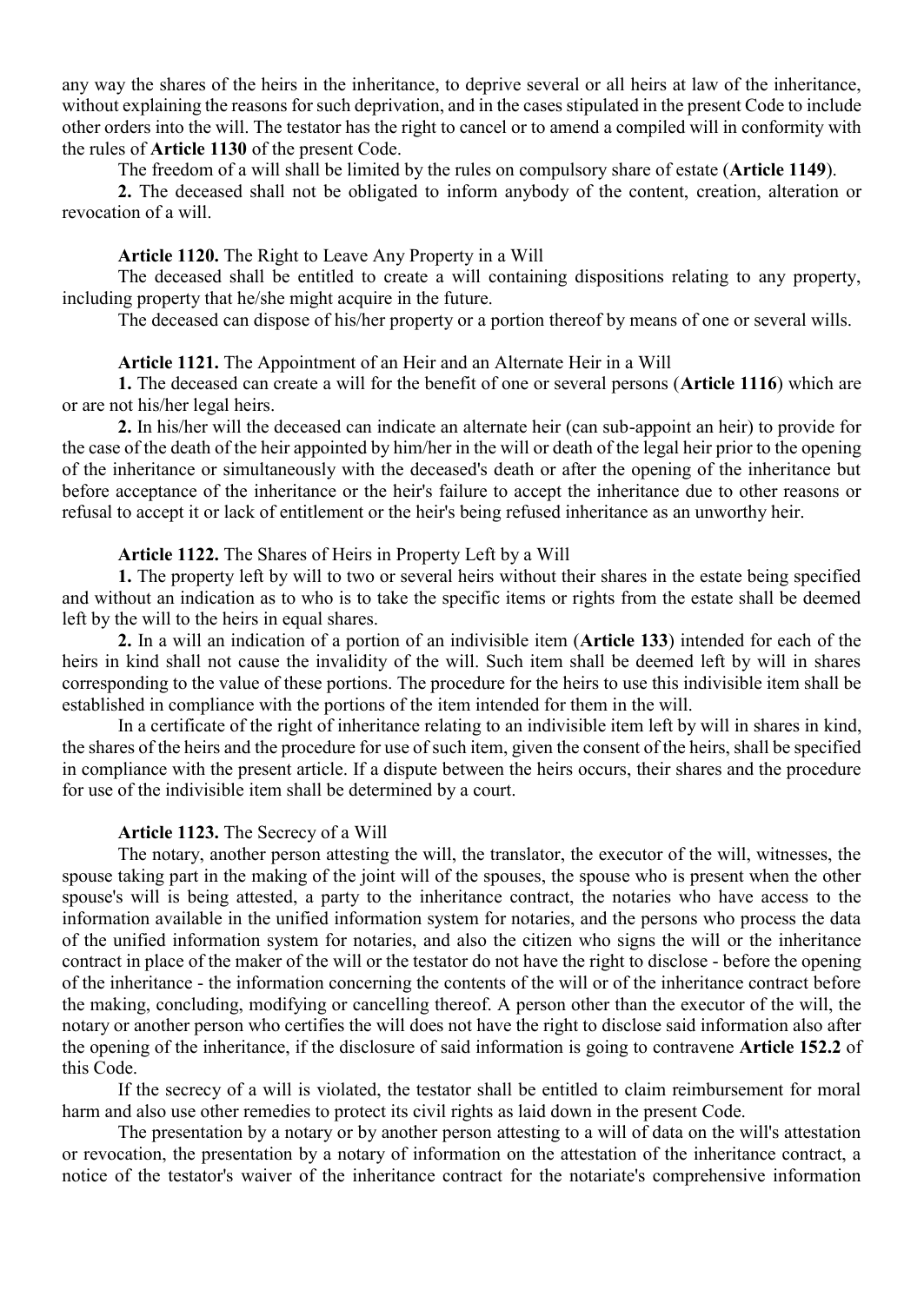any way the shares of the heirs in the inheritance, to deprive several or all heirs at law of the inheritance, without explaining the reasons for such deprivation, and in the cases stipulated in the present Code to include other orders into the will. The testator has the right to cancel or to amend a compiled will in conformity with the rules of **Article 1130** of the present Code.

The freedom of a will shall be limited by the rules on compulsory share of estate (**Article 1149**).

**2.** The deceased shall not be obligated to inform anybody of the content, creation, alteration or revocation of a will.

**Article 1120.** The Right to Leave Any Property in a Will

The deceased shall be entitled to create a will containing dispositions relating to any property, including property that he/she might acquire in the future.

The deceased can dispose of his/her property or a portion thereof by means of one or several wills.

**Article 1121.** The Appointment of an Heir and an Alternate Heir in a Will

**1.** The deceased can create a will for the benefit of one or several persons (**Article 1116**) which are or are not his/her legal heirs.

**2.** In his/her will the deceased can indicate an alternate heir (can sub-appoint an heir) to provide for the case of the death of the heir appointed by him/her in the will or death of the legal heir prior to the opening of the inheritance or simultaneously with the deceased's death or after the opening of the inheritance but before acceptance of the inheritance or the heir's failure to accept the inheritance due to other reasons or refusal to accept it or lack of entitlement or the heir's being refused inheritance as an unworthy heir.

**Article 1122.** The Shares of Heirs in Property Left by a Will

**1.** The property left by will to two or several heirs without their shares in the estate being specified and without an indication as to who is to take the specific items or rights from the estate shall be deemed left by the will to the heirs in equal shares.

**2.** In a will an indication of a portion of an indivisible item (**Article 133**) intended for each of the heirs in kind shall not cause the invalidity of the will. Such item shall be deemed left by will in shares corresponding to the value of these portions. The procedure for the heirs to use this indivisible item shall be established in compliance with the portions of the item intended for them in the will.

In a certificate of the right of inheritance relating to an indivisible item left by will in shares in kind, the shares of the heirs and the procedure for use of such item, given the consent of the heirs, shall be specified in compliance with the present article. If a dispute between the heirs occurs, their shares and the procedure for use of the indivisible item shall be determined by a court.

**Article 1123.** The Secrecy of a Will

The notary, another person attesting the will, the translator, the executor of the will, witnesses, the spouse taking part in the making of the joint will of the spouses, the spouse who is present when the other spouse's will is being attested, a party to the inheritance contract, the notaries who have access to the information available in the unified information system for notaries, and the persons who process the data of the unified information system for notaries, and also the citizen who signs the will or the inheritance contract in place of the maker of the will or the testator do not have the right to disclose - before the opening of the inheritance - the information concerning the contents of the will or of the inheritance contract before the making, concluding, modifying or cancelling thereof. A person other than the executor of the will, the notary or another person who certifies the will does not have the right to disclose said information also after the opening of the inheritance, if the disclosure of said information is going to contravene **Article 152.2** of this Code.

If the secrecy of a will is violated, the testator shall be entitled to claim reimbursement for moral harm and also use other remedies to protect its civil rights as laid down in the present Code.

The presentation by a notary or by another person attesting to a will of data on the will's attestation or revocation, the presentation by a notary of information on the attestation of the inheritance contract, a notice of the testator's waiver of the inheritance contract for the notariate's comprehensive information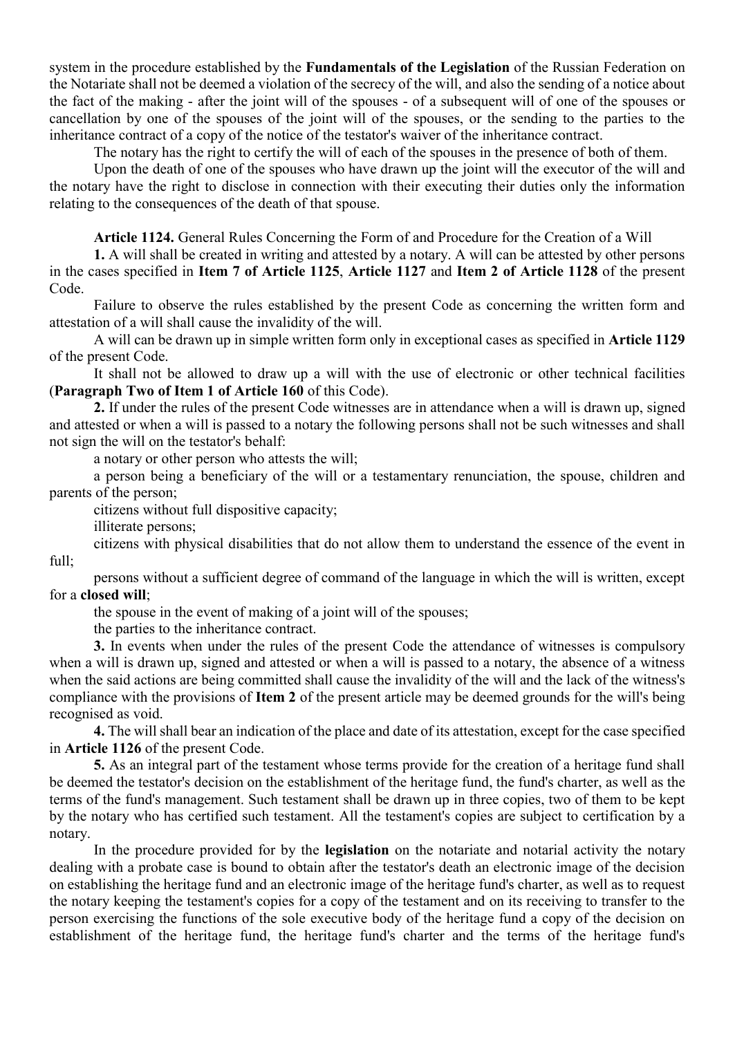system in the procedure established by the **Fundamentals of the Legislation** of the Russian Federation on the Notariate shall not be deemed a violation of the secrecy of the will, and also the sending of a notice about the fact of the making - after the joint will of the spouses - of a subsequent will of one of the spouses or cancellation by one of the spouses of the joint will of the spouses, or the sending to the parties to the inheritance contract of a copy of the notice of the testator's waiver of the inheritance contract.

The notary has the right to certify the will of each of the spouses in the presence of both of them.

Upon the death of one of the spouses who have drawn up the joint will the executor of the will and the notary have the right to disclose in connection with their executing their duties only the information relating to the consequences of the death of that spouse.

**Article 1124.** General Rules Concerning the Form of and Procedure for the Creation of a Will

**1.** A will shall be created in writing and attested by a notary. A will can be attested by other persons in the cases specified in **Item 7 of Article 1125**, **Article 1127** and **Item 2 of Article 1128** of the present Code.

Failure to observe the rules established by the present Code as concerning the written form and attestation of a will shall cause the invalidity of the will.

A will can be drawn up in simple written form only in exceptional cases as specified in **Article 1129** of the present Code.

It shall not be allowed to draw up a will with the use of electronic or other technical facilities (**Paragraph Two of Item 1 of Article 160** of this Code).

**2.** If under the rules of the present Code witnesses are in attendance when a will is drawn up, signed and attested or when a will is passed to a notary the following persons shall not be such witnesses and shall not sign the will on the testator's behalf:

a notary or other person who attests the will;

a person being a beneficiary of the will or a testamentary renunciation, the spouse, children and parents of the person;

citizens without full dispositive capacity;

illiterate persons;

citizens with physical disabilities that do not allow them to understand the essence of the event in full;

persons without a sufficient degree of command of the language in which the will is written, except for a **closed will**;

the spouse in the event of making of a joint will of the spouses;

the parties to the inheritance contract.

**3.** In events when under the rules of the present Code the attendance of witnesses is compulsory when a will is drawn up, signed and attested or when a will is passed to a notary, the absence of a witness when the said actions are being committed shall cause the invalidity of the will and the lack of the witness's compliance with the provisions of **Item 2** of the present article may be deemed grounds for the will's being recognised as void.

**4.** The will shall bear an indication of the place and date of its attestation, except for the case specified in **Article 1126** of the present Code.

**5.** As an integral part of the testament whose terms provide for the creation of a heritage fund shall be deemed the testator's decision on the establishment of the heritage fund, the fund's charter, as well as the terms of the fund's management. Such testament shall be drawn up in three copies, two of them to be kept by the notary who has certified such testament. All the testament's copies are subject to certification by a notary.

In the procedure provided for by the **legislation** on the notariate and notarial activity the notary dealing with a probate case is bound to obtain after the testator's death an electronic image of the decision on establishing the heritage fund and an electronic image of the heritage fund's charter, as well as to request the notary keeping the testament's copies for a copy of the testament and on its receiving to transfer to the person exercising the functions of the sole executive body of the heritage fund a copy of the decision on establishment of the heritage fund, the heritage fund's charter and the terms of the heritage fund's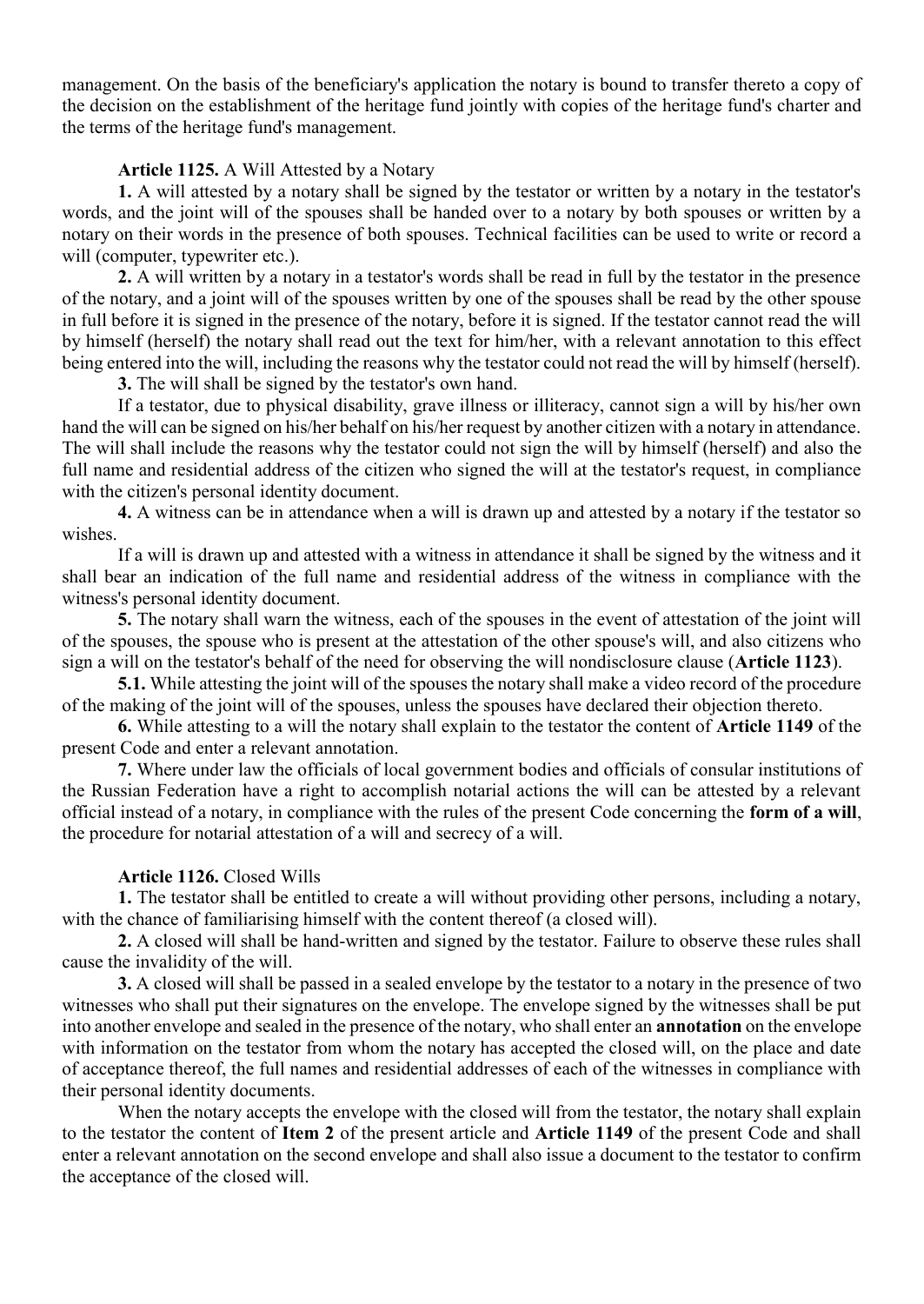management. On the basis of the beneficiary's application the notary is bound to transfer thereto a copy of the decision on the establishment of the heritage fund jointly with copies of the heritage fund's charter and the terms of the heritage fund's management.

**Article 1125.** A Will Attested by a Notary

**1.** A will attested by a notary shall be signed by the testator or written by a notary in the testator's words, and the joint will of the spouses shall be handed over to a notary by both spouses or written by a notary on their words in the presence of both spouses. Technical facilities can be used to write or record a will (computer, typewriter etc.).

**2.** A will written by a notary in a testator's words shall be read in full by the testator in the presence of the notary, and a joint will of the spouses written by one of the spouses shall be read by the other spouse in full before it is signed in the presence of the notary, before it is signed. If the testator cannot read the will by himself (herself) the notary shall read out the text for him/her, with a relevant annotation to this effect being entered into the will, including the reasons why the testator could not read the will by himself (herself).

**3.** The will shall be signed by the testator's own hand.

If a testator, due to physical disability, grave illness or illiteracy, cannot sign a will by his/her own hand the will can be signed on his/her behalf on his/her request by another citizen with a notary in attendance. The will shall include the reasons why the testator could not sign the will by himself (herself) and also the full name and residential address of the citizen who signed the will at the testator's request, in compliance with the citizen's personal identity document.

**4.** A witness can be in attendance when a will is drawn up and attested by a notary if the testator so wishes.

If a will is drawn up and attested with a witness in attendance it shall be signed by the witness and it shall bear an indication of the full name and residential address of the witness in compliance with the witness's personal identity document.

**5.** The notary shall warn the witness, each of the spouses in the event of attestation of the joint will of the spouses, the spouse who is present at the attestation of the other spouse's will, and also citizens who sign a will on the testator's behalf of the need for observing the will nondisclosure clause (**Article 1123**).

**5.1.** While attesting the joint will of the spouses the notary shall make a video record of the procedure of the making of the joint will of the spouses, unless the spouses have declared their objection thereto.

**6.** While attesting to a will the notary shall explain to the testator the content of **Article 1149** of the present Code and enter a relevant annotation.

**7.** Where under law the officials of local government bodies and officials of consular institutions of the Russian Federation have a right to accomplish notarial actions the will can be attested by a relevant official instead of a notary, in compliance with the rules of the present Code concerning the **form of a will**, the procedure for notarial attestation of a will and secrecy of a will.

**Article 1126.** Closed Wills

**1.** The testator shall be entitled to create a will without providing other persons, including a notary, with the chance of familiarising himself with the content thereof (a closed will).

**2.** A closed will shall be hand-written and signed by the testator. Failure to observe these rules shall cause the invalidity of the will.

**3.** A closed will shall be passed in a sealed envelope by the testator to a notary in the presence of two witnesses who shall put their signatures on the envelope. The envelope signed by the witnesses shall be put into another envelope and sealed in the presence of the notary, who shall enter an **annotation** on the envelope with information on the testator from whom the notary has accepted the closed will, on the place and date of acceptance thereof, the full names and residential addresses of each of the witnesses in compliance with their personal identity documents.

When the notary accepts the envelope with the closed will from the testator, the notary shall explain to the testator the content of **Item 2** of the present article and **Article 1149** of the present Code and shall enter a relevant annotation on the second envelope and shall also issue a document to the testator to confirm the acceptance of the closed will.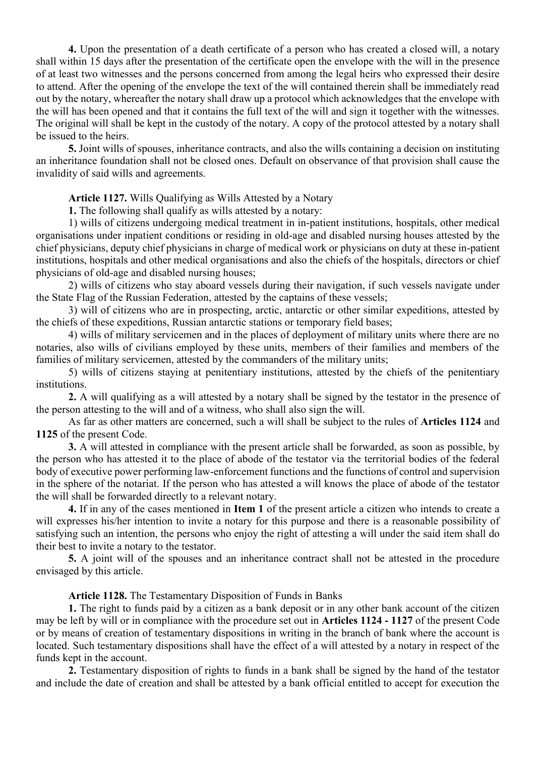**4.** Upon the presentation of a death certificate of a person who has created a closed will, a notary shall within 15 days after the presentation of the certificate open the envelope with the will in the presence of at least two witnesses and the persons concerned from among the legal heirs who expressed their desire to attend. After the opening of the envelope the text of the will contained therein shall be immediately read out by the notary, whereafter the notary shall draw up a protocol which acknowledges that the envelope with the will has been opened and that it contains the full text of the will and sign it together with the witnesses. The original will shall be kept in the custody of the notary. A copy of the protocol attested by a notary shall be issued to the heirs.

**5.** Joint wills of spouses, inheritance contracts, and also the wills containing a decision on instituting an inheritance foundation shall not be closed ones. Default on observance of that provision shall cause the invalidity of said wills and agreements.

**Article 1127.** Wills Qualifying as Wills Attested by a Notary

**1.** The following shall qualify as wills attested by a notary:

1) wills of citizens undergoing medical treatment in in-patient institutions, hospitals, other medical organisations under inpatient conditions or residing in old-age and disabled nursing houses attested by the chief physicians, deputy chief physicians in charge of medical work or physicians on duty at these in-patient institutions, hospitals and other medical organisations and also the chiefs of the hospitals, directors or chief physicians of old-age and disabled nursing houses;

2) wills of citizens who stay aboard vessels during their navigation, if such vessels navigate under the State Flag of the Russian Federation, attested by the captains of these vessels;

3) will of citizens who are in prospecting, arctic, antarctic or other similar expeditions, attested by the chiefs of these expeditions, Russian antarctic stations or temporary field bases;

4) wills of military servicemen and in the places of deployment of military units where there are no notaries, also wills of civilians employed by these units, members of their families and members of the families of military servicemen, attested by the commanders of the military units;

5) wills of citizens staying at penitentiary institutions, attested by the chiefs of the penitentiary institutions.

**2.** A will qualifying as a will attested by a notary shall be signed by the testator in the presence of the person attesting to the will and of a witness, who shall also sign the will.

As far as other matters are concerned, such a will shall be subject to the rules of **Articles 1124** and **1125** of the present Code.

**3.** A will attested in compliance with the present article shall be forwarded, as soon as possible, by the person who has attested it to the place of abode of the testator via the territorial bodies of the federal body of executive power performing law-enforcement functions and the functions of control and supervision in the sphere of the notariat. If the person who has attested a will knows the place of abode of the testator the will shall be forwarded directly to a relevant notary.

**4.** If in any of the cases mentioned in **Item 1** of the present article a citizen who intends to create a will expresses his/her intention to invite a notary for this purpose and there is a reasonable possibility of satisfying such an intention, the persons who enjoy the right of attesting a will under the said item shall do their best to invite a notary to the testator.

**5.** A joint will of the spouses and an inheritance contract shall not be attested in the procedure envisaged by this article.

**Article 1128.** The Testamentary Disposition of Funds in Banks

**1.** The right to funds paid by a citizen as a bank deposit or in any other bank account of the citizen may be left by will or in compliance with the procedure set out in **Articles 1124 - 1127** of the present Code or by means of creation of testamentary dispositions in writing in the branch of bank where the account is located. Such testamentary dispositions shall have the effect of a will attested by a notary in respect of the funds kept in the account.

**2.** Testamentary disposition of rights to funds in a bank shall be signed by the hand of the testator and include the date of creation and shall be attested by a bank official entitled to accept for execution the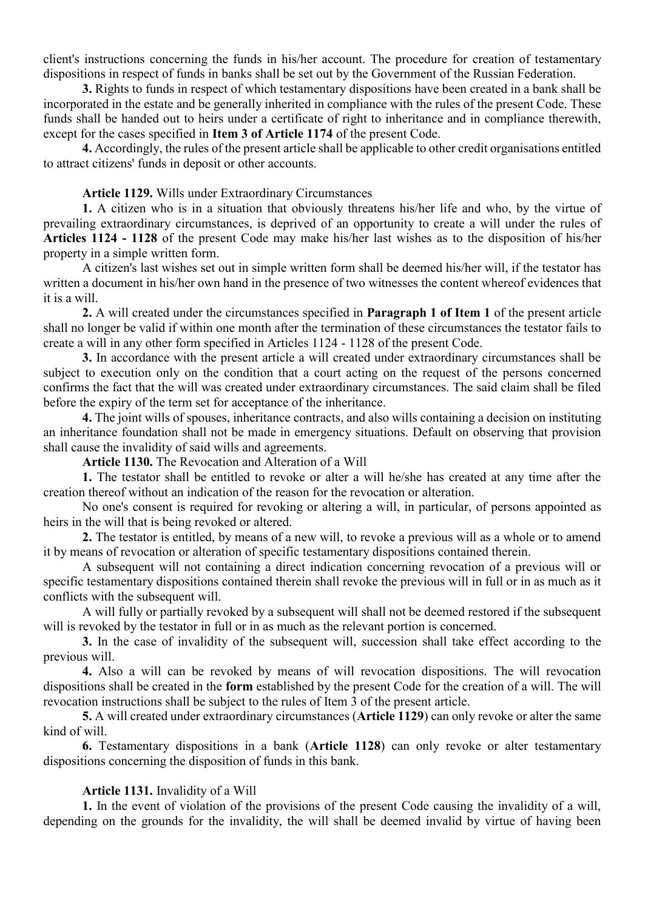client's instructions concerning the funds in his/her account. The procedure for creation of testamentary dispositions in respect of funds in banks shall be set out by the Government of the Russian Federation.

**3.** Rights to funds in respect of which testamentary dispositions have been created in a bank shall be incorporated in the estate and be generally inherited in compliance with the rules of the present Code. These funds shall be handed out to heirs under a certificate of right to inheritance and in compliance therewith, except for the cases specified in **Item 3 of Article 1174** of the present Code.

**4.** Accordingly, the rules of the present article shall be applicable to other credit organisations entitled to attract citizens' funds in deposit or other accounts.

**Article 1129.** Wills under Extraordinary Circumstances

**1.** A citizen who is in a situation that obviously threatens his/her life and who, by the virtue of prevailing extraordinary circumstances, is deprived of an opportunity to create a will under the rules of **Articles 1124 - 1128** of the present Code may make his/her last wishes as to the disposition of his/her property in a simple written form.

A citizen's last wishes set out in simple written form shall be deemed his/her will, if the testator has written a document in his/her own hand in the presence of two witnesses the content whereof evidences that it is a will.

**2.** A will created under the circumstances specified in **Paragraph 1 of Item 1** of the present article shall no longer be valid if within one month after the termination of these circumstances the testator fails to create a will in any other form specified in Articles 1124 - 1128 of the present Code.

**3.** In accordance with the present article a will created under extraordinary circumstances shall be subject to execution only on the condition that a court acting on the request of the persons concerned confirms the fact that the will was created under extraordinary circumstances. The said claim shall be filed before the expiry of the term set for acceptance of the inheritance.

**4.** The joint wills of spouses, inheritance contracts, and also wills containing a decision on instituting an inheritance foundation shall not be made in emergency situations. Default on observing that provision shall cause the invalidity of said wills and agreements.

**Article 1130.** The Revocation and Alteration of a Will

**1.** The testator shall be entitled to revoke or alter a will he/she has created at any time after the creation thereof without an indication of the reason for the revocation or alteration.

No one's consent is required for revoking or altering a will, in particular, of persons appointed as heirs in the will that is being revoked or altered.

**2.** The testator is entitled, by means of a new will, to revoke a previous will as a whole or to amend it by means of revocation or alteration of specific testamentary dispositions contained therein.

A subsequent will not containing a direct indication concerning revocation of a previous will or specific testamentary dispositions contained therein shall revoke the previous will in full or in as much as it conflicts with the subsequent will.

A will fully or partially revoked by a subsequent will shall not be deemed restored if the subsequent will is revoked by the testator in full or in as much as the relevant portion is concerned.

**3.** In the case of invalidity of the subsequent will, succession shall take effect according to the previous will.

**4.** Also a will can be revoked by means of will revocation dispositions. The will revocation dispositions shall be created in the **form** established by the present Code for the creation of a will. The will revocation instructions shall be subject to the rules of Item 3 of the present article.

**5.** A will created under extraordinary circumstances (**Article 1129**) can only revoke or alter the same kind of will.

**6.** Testamentary dispositions in a bank (**Article 1128**) can only revoke or alter testamentary dispositions concerning the disposition of funds in this bank.

**Article 1131.** Invalidity of a Will

**1.** In the event of violation of the provisions of the present Code causing the invalidity of a will, depending on the grounds for the invalidity, the will shall be deemed invalid by virtue of having been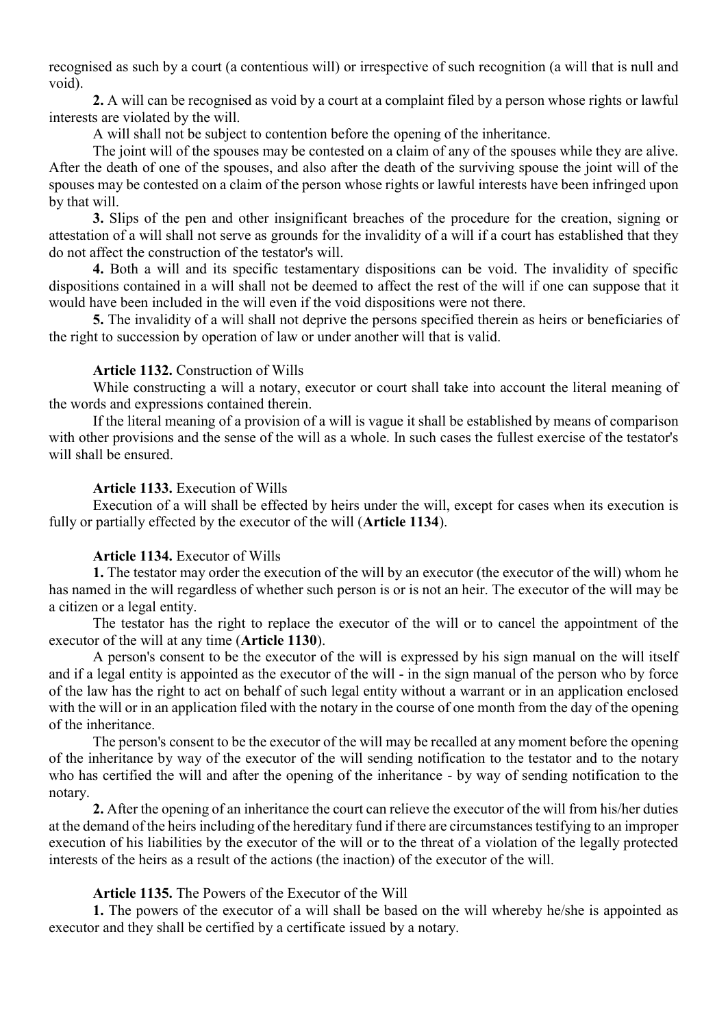recognised as such by a court (a contentious will) or irrespective of such recognition (a will that is null and void).

**2.** A will can be recognised as void by a court at a complaint filed by a person whose rights or lawful interests are violated by the will.

A will shall not be subject to contention before the opening of the inheritance.

The joint will of the spouses may be contested on a claim of any of the spouses while they are alive. After the death of one of the spouses, and also after the death of the surviving spouse the joint will of the spouses may be contested on a claim of the person whose rights or lawful interests have been infringed upon by that will.

**3.** Slips of the pen and other insignificant breaches of the procedure for the creation, signing or attestation of a will shall not serve as grounds for the invalidity of a will if a court has established that they do not affect the construction of the testator's will.

**4.** Both a will and its specific testamentary dispositions can be void. The invalidity of specific dispositions contained in a will shall not be deemed to affect the rest of the will if one can suppose that it would have been included in the will even if the void dispositions were not there.

**5.** The invalidity of a will shall not deprive the persons specified therein as heirs or beneficiaries of the right to succession by operation of law or under another will that is valid.

**Article 1132.** Construction of Wills

While constructing a will a notary, executor or court shall take into account the literal meaning of the words and expressions contained therein.

If the literal meaning of a provision of a will is vague it shall be established by means of comparison with other provisions and the sense of the will as a whole. In such cases the fullest exercise of the testator's will shall be ensured.

**Article 1133.** Execution of Wills

Execution of a will shall be effected by heirs under the will, except for cases when its execution is fully or partially effected by the executor of the will (**Article 1134**).

**Article 1134.** Executor of Wills

**1.** The testator may order the execution of the will by an executor (the executor of the will) whom he has named in the will regardless of whether such person is or is not an heir. The executor of the will may be a citizen or a legal entity.

The testator has the right to replace the executor of the will or to cancel the appointment of the executor of the will at any time (**Article 1130**).

A person's consent to be the executor of the will is expressed by his sign manual on the will itself and if a legal entity is appointed as the executor of the will - in the sign manual of the person who by force of the law has the right to act on behalf of such legal entity without a warrant or in an application enclosed with the will or in an application filed with the notary in the course of one month from the day of the opening of the inheritance.

The person's consent to be the executor of the will may be recalled at any moment before the opening of the inheritance by way of the executor of the will sending notification to the testator and to the notary who has certified the will and after the opening of the inheritance - by way of sending notification to the notary.

**2.** After the opening of an inheritance the court can relieve the executor of the will from his/her duties at the demand of the heirs including of the hereditary fund if there are circumstances testifying to an improper execution of his liabilities by the executor of the will or to the threat of a violation of the legally protected interests of the heirs as a result of the actions (the inaction) of the executor of the will.

**Article 1135.** The Powers of the Executor of the Will

**1.** The powers of the executor of a will shall be based on the will whereby he/she is appointed as executor and they shall be certified by a certificate issued by a notary.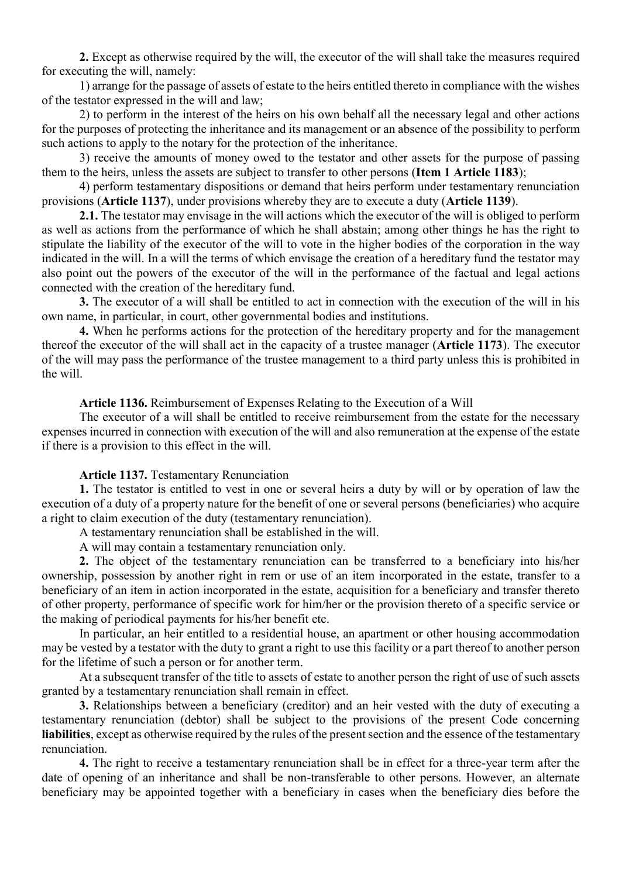**2.** Except as otherwise required by the will, the executor of the will shall take the measures required for executing the will, namely:

1) arrange for the passage of assets of estate to the heirs entitled thereto in compliance with the wishes of the testator expressed in the will and law;

2) to perform in the interest of the heirs on his own behalf all the necessary legal and other actions for the purposes of protecting the inheritance and its management or an absence of the possibility to perform such actions to apply to the notary for the protection of the inheritance.

3) receive the amounts of money owed to the testator and other assets for the purpose of passing them to the heirs, unless the assets are subject to transfer to other persons (**Item 1 Article 1183**);

4) perform testamentary dispositions or demand that heirs perform under testamentary renunciation provisions (**Article 1137**), under provisions whereby they are to execute a duty (**Article 1139**).

**2.1.** The testator may envisage in the will actions which the executor of the will is obliged to perform as well as actions from the performance of which he shall abstain; among other things he has the right to stipulate the liability of the executor of the will to vote in the higher bodies of the corporation in the way indicated in the will. In a will the terms of which envisage the creation of a hereditary fund the testator may also point out the powers of the executor of the will in the performance of the factual and legal actions connected with the creation of the hereditary fund.

**3.** The executor of a will shall be entitled to act in connection with the execution of the will in his own name, in particular, in court, other governmental bodies and institutions.

**4.** When he performs actions for the protection of the hereditary property and for the management thereof the executor of the will shall act in the capacity of a trustee manager (**Article 1173**). The executor of the will may pass the performance of the trustee management to a third party unless this is prohibited in the will.

**Article 1136.** Reimbursement of Expenses Relating to the Execution of a Will

The executor of a will shall be entitled to receive reimbursement from the estate for the necessary expenses incurred in connection with execution of the will and also remuneration at the expense of the estate if there is a provision to this effect in the will.

**Article 1137.** Testamentary Renunciation

**1.** The testator is entitled to vest in one or several heirs a duty by will or by operation of law the execution of a duty of a property nature for the benefit of one or several persons (beneficiaries) who acquire a right to claim execution of the duty (testamentary renunciation).

A testamentary renunciation shall be established in the will.

A will may contain a testamentary renunciation only.

**2.** The object of the testamentary renunciation can be transferred to a beneficiary into his/her ownership, possession by another right in rem or use of an item incorporated in the estate, transfer to a beneficiary of an item in action incorporated in the estate, acquisition for a beneficiary and transfer thereto of other property, performance of specific work for him/her or the provision thereto of a specific service or the making of periodical payments for his/her benefit etc.

In particular, an heir entitled to a residential house, an apartment or other housing accommodation may be vested by a testator with the duty to grant a right to use this facility or a part thereof to another person for the lifetime of such a person or for another term.

At a subsequent transfer of the title to assets of estate to another person the right of use of such assets granted by a testamentary renunciation shall remain in effect.

**3.** Relationships between a beneficiary (creditor) and an heir vested with the duty of executing a testamentary renunciation (debtor) shall be subject to the provisions of the present Code concerning **liabilities**, except as otherwise required by the rules of the present section and the essence of the testamentary renunciation.

**4.** The right to receive a testamentary renunciation shall be in effect for a three-year term after the date of opening of an inheritance and shall be non-transferable to other persons. However, an alternate beneficiary may be appointed together with a beneficiary in cases when the beneficiary dies before the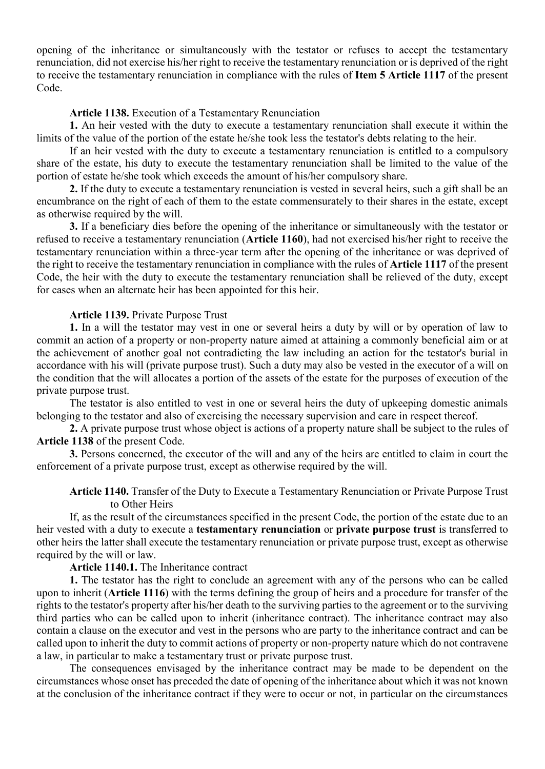opening of the inheritance or simultaneously with the testator or refuses to accept the testamentary renunciation, did not exercise his/her right to receive the testamentary renunciation or is deprived of the right to receive the testamentary renunciation in compliance with the rules of **Item 5 Article 1117** of the present Code.

**Article 1138.** Execution of a Testamentary Renunciation

**1.** An heir vested with the duty to execute a testamentary renunciation shall execute it within the limits of the value of the portion of the estate he/she took less the testator's debts relating to the heir.

If an heir vested with the duty to execute a testamentary renunciation is entitled to a compulsory share of the estate, his duty to execute the testamentary renunciation shall be limited to the value of the portion of estate he/she took which exceeds the amount of his/her compulsory share.

**2.** If the duty to execute a testamentary renunciation is vested in several heirs, such a gift shall be an encumbrance on the right of each of them to the estate commensurately to their shares in the estate, except as otherwise required by the will.

**3.** If a beneficiary dies before the opening of the inheritance or simultaneously with the testator or refused to receive a testamentary renunciation (**Article 1160**), had not exercised his/her right to receive the testamentary renunciation within a three-year term after the opening of the inheritance or was deprived of the right to receive the testamentary renunciation in compliance with the rules of **Article 1117** of the present Code, the heir with the duty to execute the testamentary renunciation shall be relieved of the duty, except for cases when an alternate heir has been appointed for this heir.

**Article 1139.** Private Purpose Trust

**1.** In a will the testator may vest in one or several heirs a duty by will or by operation of law to commit an action of a property or non-property nature aimed at attaining a commonly beneficial aim or at the achievement of another goal not contradicting the law including an action for the testator's burial in accordance with his will (private purpose trust). Such a duty may also be vested in the executor of a will on the condition that the will allocates a portion of the assets of the estate for the purposes of execution of the private purpose trust.

The testator is also entitled to vest in one or several heirs the duty of upkeeping domestic animals belonging to the testator and also of exercising the necessary supervision and care in respect thereof.

**2.** A private purpose trust whose object is actions of a property nature shall be subject to the rules of **Article 1138** of the present Code.

**3.** Persons concerned, the executor of the will and any of the heirs are entitled to claim in court the enforcement of a private purpose trust, except as otherwise required by the will.

**Article 1140.** Transfer of the Duty to Execute a Testamentary Renunciation or Private Purpose Trust to Other Heirs

If, as the result of the circumstances specified in the present Code, the portion of the estate due to an heir vested with a duty to execute a **testamentary renunciation** or **private purpose trust** is transferred to other heirs the latter shall execute the testamentary renunciation or private purpose trust, except as otherwise required by the will or law.

**Article 1140.1.** The Inheritance contract

**1.** The testator has the right to conclude an agreement with any of the persons who can be called upon to inherit (**Article 1116**) with the terms defining the group of heirs and a procedure for transfer of the rights to the testator's property after his/her death to the surviving parties to the agreement or to the surviving third parties who can be called upon to inherit (inheritance contract). The inheritance contract may also contain a clause on the executor and vest in the persons who are party to the inheritance contract and can be called upon to inherit the duty to commit actions of property or non-property nature which do not contravene a law, in particular to make a testamentary trust or private purpose trust.

The consequences envisaged by the inheritance contract may be made to be dependent on the circumstances whose onset has preceded the date of opening of the inheritance about which it was not known at the conclusion of the inheritance contract if they were to occur or not, in particular on the circumstances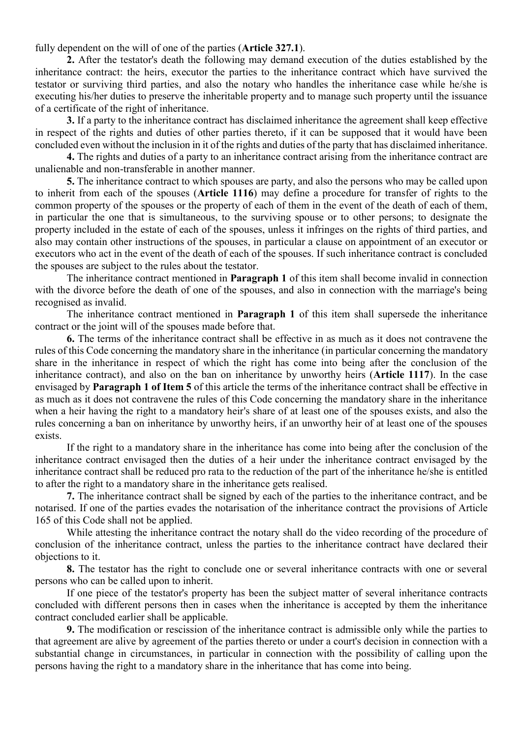fully dependent on the will of one of the parties (**Article 327.1**).

**2.** After the testator's death the following may demand execution of the duties established by the inheritance contract: the heirs, executor the parties to the inheritance contract which have survived the testator or surviving third parties, and also the notary who handles the inheritance case while he/she is executing his/her duties to preserve the inheritable property and to manage such property until the issuance of a certificate of the right of inheritance.

**3.** If a party to the inheritance contract has disclaimed inheritance the agreement shall keep effective in respect of the rights and duties of other parties thereto, if it can be supposed that it would have been concluded even without the inclusion in it of the rights and duties of the party that has disclaimed inheritance.

**4.** The rights and duties of a party to an inheritance contract arising from the inheritance contract are unalienable and non-transferable in another manner.

**5.** The inheritance contract to which spouses are party, and also the persons who may be called upon to inherit from each of the spouses (**Article 1116**) may define a procedure for transfer of rights to the common property of the spouses or the property of each of them in the event of the death of each of them, in particular the one that is simultaneous, to the surviving spouse or to other persons; to designate the property included in the estate of each of the spouses, unless it infringes on the rights of third parties, and also may contain other instructions of the spouses, in particular a clause on appointment of an executor or executors who act in the event of the death of each of the spouses. If such inheritance contract is concluded the spouses are subject to the rules about the testator.

The inheritance contract mentioned in **Paragraph 1** of this item shall become invalid in connection with the divorce before the death of one of the spouses, and also in connection with the marriage's being recognised as invalid.

The inheritance contract mentioned in **Paragraph 1** of this item shall supersede the inheritance contract or the joint will of the spouses made before that.

**6.** The terms of the inheritance contract shall be effective in as much as it does not contravene the rules of this Code concerning the mandatory share in the inheritance (in particular concerning the mandatory share in the inheritance in respect of which the right has come into being after the conclusion of the inheritance contract), and also on the ban on inheritance by unworthy heirs (**Article 1117**). In the case envisaged by **Paragraph 1 of Item 5** of this article the terms of the inheritance contract shall be effective in as much as it does not contravene the rules of this Code concerning the mandatory share in the inheritance when a heir having the right to a mandatory heir's share of at least one of the spouses exists, and also the rules concerning a ban on inheritance by unworthy heirs, if an unworthy heir of at least one of the spouses exists.

If the right to a mandatory share in the inheritance has come into being after the conclusion of the inheritance contract envisaged then the duties of a heir under the inheritance contract envisaged by the inheritance contract shall be reduced pro rata to the reduction of the part of the inheritance he/she is entitled to after the right to a mandatory share in the inheritance gets realised.

**7.** The inheritance contract shall be signed by each of the parties to the inheritance contract, and be notarised. If one of the parties evades the notarisation of the inheritance contract the provisions of Article 165 of this Code shall not be applied.

While attesting the inheritance contract the notary shall do the video recording of the procedure of conclusion of the inheritance contract, unless the parties to the inheritance contract have declared their objections to it.

**8.** The testator has the right to conclude one or several inheritance contracts with one or several persons who can be called upon to inherit.

If one piece of the testator's property has been the subject matter of several inheritance contracts concluded with different persons then in cases when the inheritance is accepted by them the inheritance contract concluded earlier shall be applicable.

**9.** The modification or rescission of the inheritance contract is admissible only while the parties to that agreement are alive by agreement of the parties thereto or under a court's decision in connection with a substantial change in circumstances, in particular in connection with the possibility of calling upon the persons having the right to a mandatory share in the inheritance that has come into being.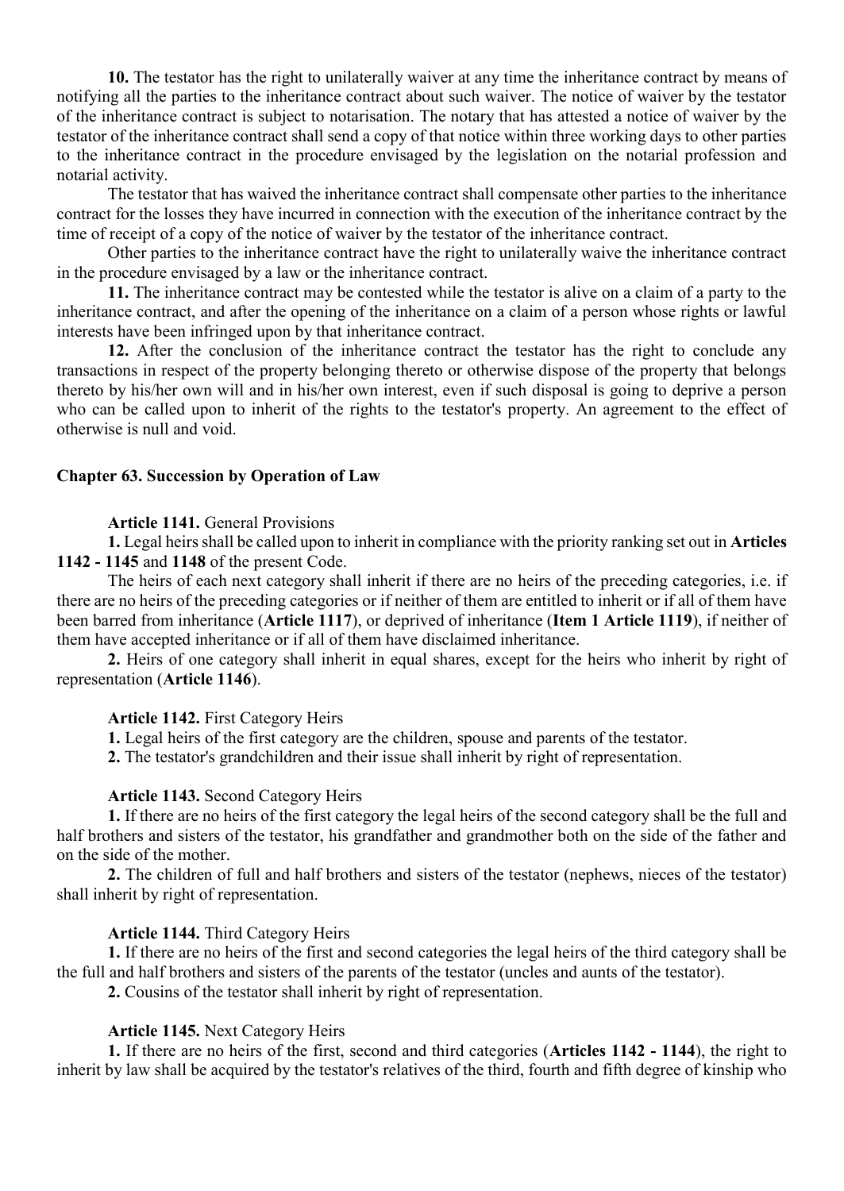**10.** The testator has the right to unilaterally waiver at any time the inheritance contract by means of notifying all the parties to the inheritance contract about such waiver. The notice of waiver by the testator of the inheritance contract is subject to notarisation. The notary that has attested a notice of waiver by the testator of the inheritance contract shall send a copy of that notice within three working days to other parties to the inheritance contract in the procedure envisaged by the legislation on the notarial profession and notarial activity.

The testator that has waived the inheritance contract shall compensate other parties to the inheritance contract for the losses they have incurred in connection with the execution of the inheritance contract by the time of receipt of a copy of the notice of waiver by the testator of the inheritance contract.

Other parties to the inheritance contract have the right to unilaterally waive the inheritance contract in the procedure envisaged by a law or the inheritance contract.

**11.** The inheritance contract may be contested while the testator is alive on a claim of a party to the inheritance contract, and after the opening of the inheritance on a claim of a person whose rights or lawful interests have been infringed upon by that inheritance contract.

**12.** After the conclusion of the inheritance contract the testator has the right to conclude any transactions in respect of the property belonging thereto or otherwise dispose of the property that belongs thereto by his/her own will and in his/her own interest, even if such disposal is going to deprive a person who can be called upon to inherit of the rights to the testator's property. An agreement to the effect of otherwise is null and void.

## Chapter 63. Succession by Operation of Law

**Article 1141.** General Provisions

**1.** Legal heirs shall be called upon to inherit in compliance with the priority ranking set out in **Articles 1142 - 1145** and **1148** of the present Code.

The heirs of each next category shall inherit if there are no heirs of the preceding categories, i.e. if there are no heirs of the preceding categories or if neither of them are entitled to inherit or if all of them have been barred from inheritance (**Article 1117**), or deprived of inheritance (**Item 1 Article 1119**), if neither of them have accepted inheritance or if all of them have disclaimed inheritance.

**2.** Heirs of one category shall inherit in equal shares, except for the heirs who inherit by right of representation (**Article 1146**).

**Article 1142.** First Category Heirs

**1.** Legal heirs of the first category are the children, spouse and parents of the testator.

**2.** The testator's grandchildren and their issue shall inherit by right of representation.

**Article 1143.** Second Category Heirs

**1.** If there are no heirs of the first category the legal heirs of the second category shall be the full and half brothers and sisters of the testator, his grandfather and grandmother both on the side of the father and on the side of the mother.

**2.** The children of full and half brothers and sisters of the testator (nephews, nieces of the testator) shall inherit by right of representation.

**Article 1144.** Third Category Heirs

**1.** If there are no heirs of the first and second categories the legal heirs of the third category shall be the full and half brothers and sisters of the parents of the testator (uncles and aunts of the testator).

**2.** Cousins of the testator shall inherit by right of representation.

**Article 1145.** Next Category Heirs

**1.** If there are no heirs of the first, second and third categories (**Articles 1142 - 1144**), the right to inherit by law shall be acquired by the testator's relatives of the third, fourth and fifth degree of kinship who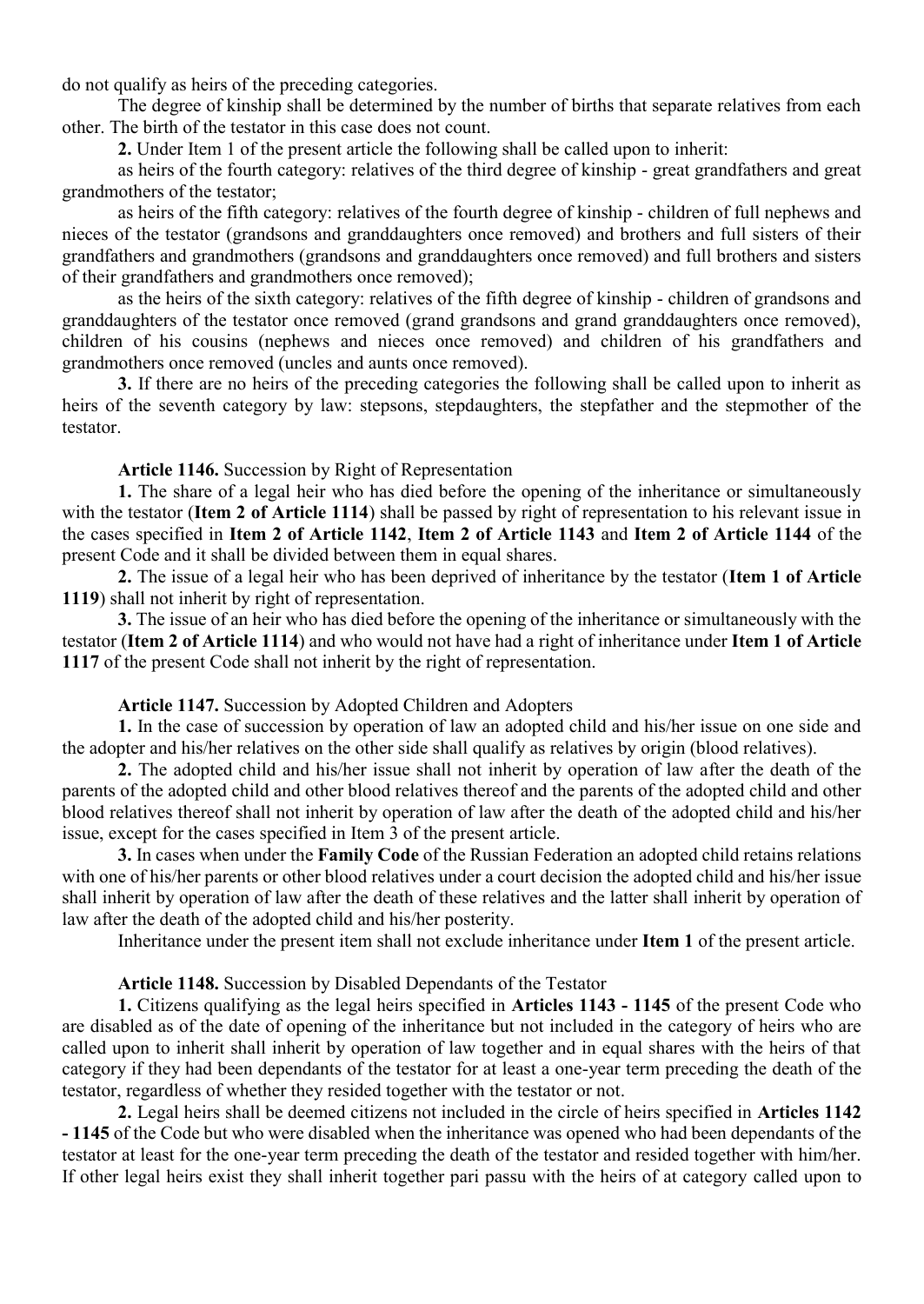do not qualify as heirs of the preceding categories.

The degree of kinship shall be determined by the number of births that separate relatives from each other. The birth of the testator in this case does not count.

**2.** Under Item 1 of the present article the following shall be called upon to inherit:

as heirs of the fourth category: relatives of the third degree of kinship - great grandfathers and great grandmothers of the testator;

as heirs of the fifth category: relatives of the fourth degree of kinship - children of full nephews and nieces of the testator (grandsons and granddaughters once removed) and brothers and full sisters of their grandfathers and grandmothers (grandsons and granddaughters once removed) and full brothers and sisters of their grandfathers and grandmothers once removed);

as the heirs of the sixth category: relatives of the fifth degree of kinship - children of grandsons and granddaughters of the testator once removed (grand grandsons and grand granddaughters once removed), children of his cousins (nephews and nieces once removed) and children of his grandfathers and grandmothers once removed (uncles and aunts once removed).

**3.** If there are no heirs of the preceding categories the following shall be called upon to inherit as heirs of the seventh category by law: stepsons, stepdaughters, the stepfather and the stepmother of the testator.

**Article 1146.** Succession by Right of Representation

**1.** The share of a legal heir who has died before the opening of the inheritance or simultaneously with the testator (**Item 2 of Article 1114**) shall be passed by right of representation to his relevant issue in the cases specified in **Item 2 of Article 1142**, **Item 2 of Article 1143** and **Item 2 of Article 1144** of the present Code and it shall be divided between them in equal shares.

**2.** The issue of a legal heir who has been deprived of inheritance by the testator (**Item 1 of Article 1119**) shall not inherit by right of representation.

**3.** The issue of an heir who has died before the opening of the inheritance or simultaneously with the testator (**Item 2 of Article 1114**) and who would not have had a right of inheritance under **Item 1 of Article 1117** of the present Code shall not inherit by the right of representation.

**Article 1147.** Succession by Adopted Children and Adopters

**1.** In the case of succession by operation of law an adopted child and his/her issue on one side and the adopter and his/her relatives on the other side shall qualify as relatives by origin (blood relatives).

**2.** The adopted child and his/her issue shall not inherit by operation of law after the death of the parents of the adopted child and other blood relatives thereof and the parents of the adopted child and other blood relatives thereof shall not inherit by operation of law after the death of the adopted child and his/her issue, except for the cases specified in Item 3 of the present article.

**3.** In cases when under the **Family Code** of the Russian Federation an adopted child retains relations with one of his/her parents or other blood relatives under a court decision the adopted child and his/her issue shall inherit by operation of law after the death of these relatives and the latter shall inherit by operation of law after the death of the adopted child and his/her posterity.

Inheritance under the present item shall not exclude inheritance under **Item 1** of the present article.

**Article 1148.** Succession by Disabled Dependants of the Testator

**1.** Citizens qualifying as the legal heirs specified in **Articles 1143 - 1145** of the present Code who are disabled as of the date of opening of the inheritance but not included in the category of heirs who are called upon to inherit shall inherit by operation of law together and in equal shares with the heirs of that category if they had been dependants of the testator for at least a one-year term preceding the death of the testator, regardless of whether they resided together with the testator or not.

**2.** Legal heirs shall be deemed citizens not included in the circle of heirs specified in **Articles 1142 - 1145** of the Code but who were disabled when the inheritance was opened who had been dependants of the testator at least for the one-year term preceding the death of the testator and resided together with him/her. If other legal heirs exist they shall inherit together pari passu with the heirs of at category called upon to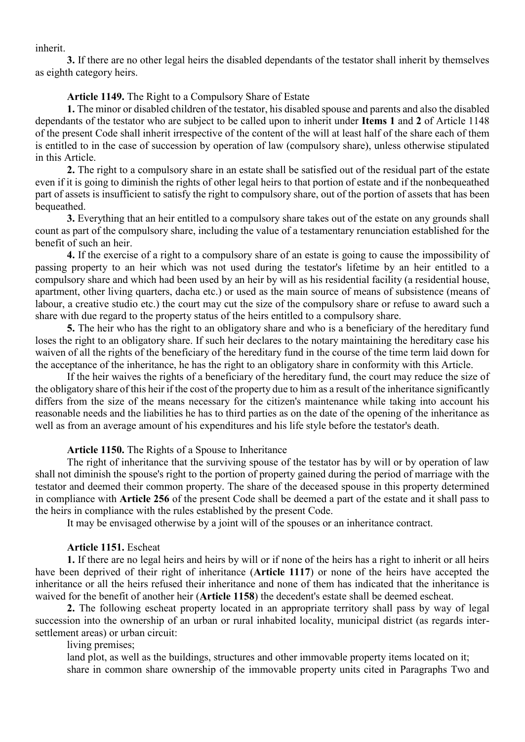inherit.

**3.** If there are no other legal heirs the disabled dependants of the testator shall inherit by themselves as eighth category heirs.

**Article 1149.** The Right to a Compulsory Share of Estate

**1.** The minor or disabled children of the testator, his disabled spouse and parents and also the disabled dependants of the testator who are subject to be called upon to inherit under **Items 1** and **2** of Article 1148 of the present Code shall inherit irrespective of the content of the will at least half of the share each of them is entitled to in the case of succession by operation of law (compulsory share), unless otherwise stipulated in this Article.

**2.** The right to a compulsory share in an estate shall be satisfied out of the residual part of the estate even if it is going to diminish the rights of other legal heirs to that portion of estate and if the nonbequeathed part of assets is insufficient to satisfy the right to compulsory share, out of the portion of assets that has been bequeathed.

**3.** Everything that an heir entitled to a compulsory share takes out of the estate on any grounds shall count as part of the compulsory share, including the value of a testamentary renunciation established for the benefit of such an heir.

**4.** If the exercise of a right to a compulsory share of an estate is going to cause the impossibility of passing property to an heir which was not used during the testator's lifetime by an heir entitled to a compulsory share and which had been used by an heir by will as his residential facility (a residential house, apartment, other living quarters, dacha etc.) or used as the main source of means of subsistence (means of labour, a creative studio etc.) the court may cut the size of the compulsory share or refuse to award such a share with due regard to the property status of the heirs entitled to a compulsory share.

**5.** The heir who has the right to an obligatory share and who is a beneficiary of the hereditary fund loses the right to an obligatory share. If such heir declares to the notary maintaining the hereditary case his waiven of all the rights of the beneficiary of the hereditary fund in the course of the time term laid down for the acceptance of the inheritance, he has the right to an obligatory share in conformity with this Article.

If the heir waives the rights of a beneficiary of the hereditary fund, the court may reduce the size of the obligatory share of this heir if the cost of the property due to him as a result of the inheritance significantly differs from the size of the means necessary for the citizen's maintenance while taking into account his reasonable needs and the liabilities he has to third parties as on the date of the opening of the inheritance as well as from an average amount of his expenditures and his life style before the testator's death.

**Article 1150.** The Rights of a Spouse to Inheritance

The right of inheritance that the surviving spouse of the testator has by will or by operation of law shall not diminish the spouse's right to the portion of property gained during the period of marriage with the testator and deemed their common property. The share of the deceased spouse in this property determined in compliance with **Article 256** of the present Code shall be deemed a part of the estate and it shall pass to the heirs in compliance with the rules established by the present Code.

It may be envisaged otherwise by a joint will of the spouses or an inheritance contract.

**Article 1151.** Escheat

**1.** If there are no legal heirs and heirs by will or if none of the heirs has a right to inherit or all heirs have been deprived of their right of inheritance (**Article 1117**) or none of the heirs have accepted the inheritance or all the heirs refused their inheritance and none of them has indicated that the inheritance is waived for the benefit of another heir (**Article 1158**) the decedent's estate shall be deemed escheat.

**2.** The following escheat property located in an appropriate territory shall pass by way of legal succession into the ownership of an urban or rural inhabited locality, municipal district (as regards inter-settlement areas) or urban circuit:

living premises;

land plot, as well as the buildings, structures and other immovable property items located on it;

share in common share ownership of the immovable property units cited in Paragraphs Two and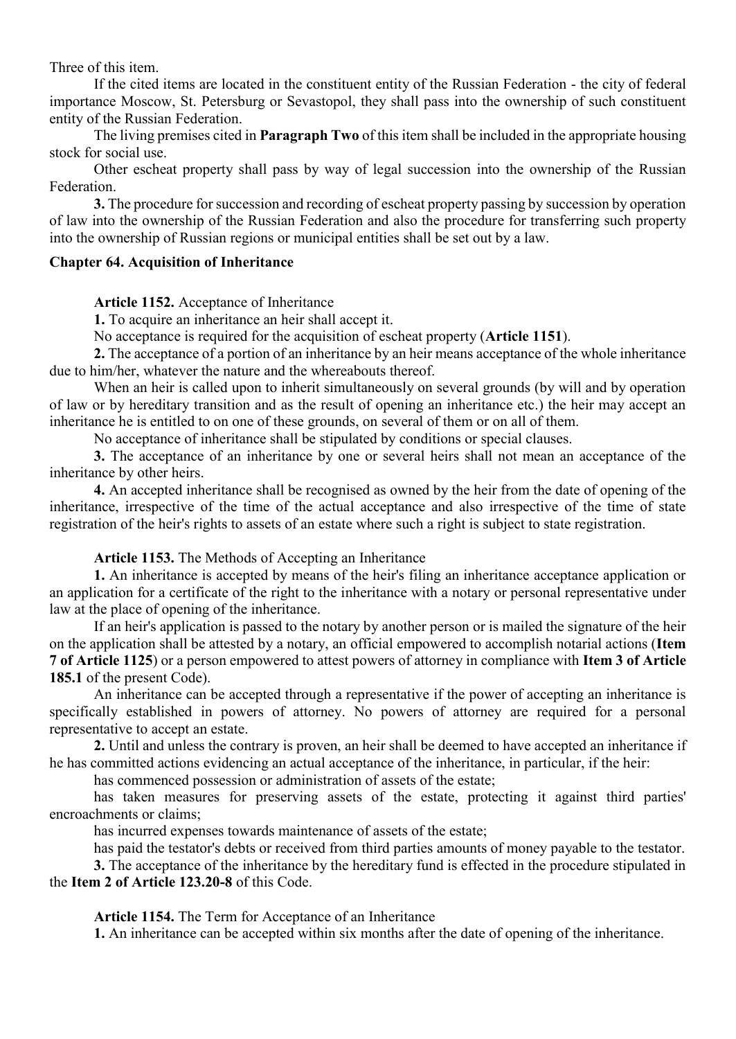Three of this item.

If the cited items are located in the constituent entity of the Russian Federation - the city of federal importance Moscow, St. Petersburg or Sevastopol, they shall pass into the ownership of such constituent entity of the Russian Federation.

The living premises cited in **Paragraph Two** of this item shall be included in the appropriate housing stock for social use.

Other escheat property shall pass by way of legal succession into the ownership of the Russian Federation.

**3.** The procedure for succession and recording of escheat property passing by succession by operation of law into the ownership of the Russian Federation and also the procedure for transferring such property into the ownership of Russian regions or municipal entities shall be set out by a law.

## Chapter 64. Acquisition of Inheritance

**Article 1152.** Acceptance of Inheritance

**1.** To acquire an inheritance an heir shall accept it.

No acceptance is required for the acquisition of escheat property (**Article 1151**).

**2.** The acceptance of a portion of an inheritance by an heir means acceptance of the whole inheritance due to him/her, whatever the nature and the whereabouts thereof.

When an heir is called upon to inherit simultaneously on several grounds (by will and by operation of law or by hereditary transition and as the result of opening an inheritance etc.) the heir may accept an inheritance he is entitled to on one of these grounds, on several of them or on all of them.

No acceptance of inheritance shall be stipulated by conditions or special clauses.

**3.** The acceptance of an inheritance by one or several heirs shall not mean an acceptance of the inheritance by other heirs.

**4.** An accepted inheritance shall be recognised as owned by the heir from the date of opening of the inheritance, irrespective of the time of the actual acceptance and also irrespective of the time of state registration of the heir's rights to assets of an estate where such a right is subject to state registration.

**Article 1153.** The Methods of Accepting an Inheritance

**1.** An inheritance is accepted by means of the heir's filing an inheritance acceptance application or an application for a certificate of the right to the inheritance with a notary or personal representative under law at the place of opening of the inheritance.

If an heir's application is passed to the notary by another person or is mailed the signature of the heir on the application shall be attested by a notary, an official empowered to accomplish notarial actions (**Item 7 of Article 1125**) or a person empowered to attest powers of attorney in compliance with **Item 3 of Article 185.1** of the present Code).

An inheritance can be accepted through a representative if the power of accepting an inheritance is specifically established in powers of attorney. No powers of attorney are required for a personal representative to accept an estate.

**2.** Until and unless the contrary is proven, an heir shall be deemed to have accepted an inheritance if he has committed actions evidencing an actual acceptance of the inheritance, in particular, if the heir:

has commenced possession or administration of assets of the estate;

has taken measures for preserving assets of the estate, protecting it against third parties' encroachments or claims;

has incurred expenses towards maintenance of assets of the estate;

has paid the testator's debts or received from third parties amounts of money payable to the testator.

**3.** The acceptance of the inheritance by the hereditary fund is effected in the procedure stipulated in the **Item 2 of Article 123.20-8** of this Code.

**Article 1154.** The Term for Acceptance of an Inheritance

**1.** An inheritance can be accepted within six months after the date of opening of the inheritance.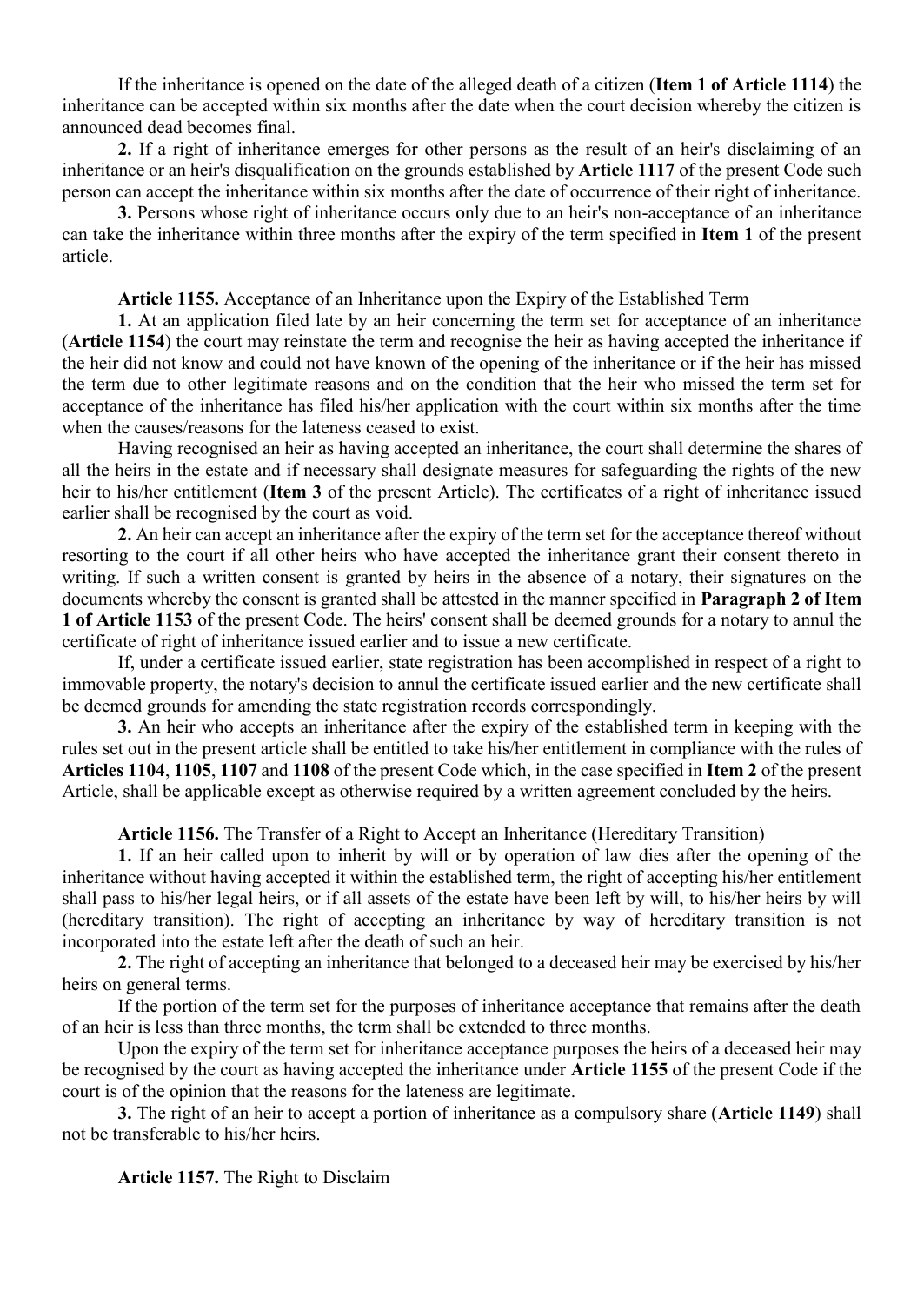If the inheritance is opened on the date of the alleged death of a citizen (**Item 1 of Article 1114**) the inheritance can be accepted within six months after the date when the court decision whereby the citizen is announced dead becomes final.

**2.** If a right of inheritance emerges for other persons as the result of an heir's disclaiming of an inheritance or an heir's disqualification on the grounds established by **Article 1117** of the present Code such person can accept the inheritance within six months after the date of occurrence of their right of inheritance.

**3.** Persons whose right of inheritance occurs only due to an heir's non-acceptance of an inheritance can take the inheritance within three months after the expiry of the term specified in **Item 1** of the present article.

**Article 1155.** Acceptance of an Inheritance upon the Expiry of the Established Term

**1.** At an application filed late by an heir concerning the term set for acceptance of an inheritance (**Article 1154**) the court may reinstate the term and recognise the heir as having accepted the inheritance if the heir did not know and could not have known of the opening of the inheritance or if the heir has missed the term due to other legitimate reasons and on the condition that the heir who missed the term set for acceptance of the inheritance has filed his/her application with the court within six months after the time when the causes/reasons for the lateness ceased to exist.

Having recognised an heir as having accepted an inheritance, the court shall determine the shares of all the heirs in the estate and if necessary shall designate measures for safeguarding the rights of the new heir to his/her entitlement (**Item 3** of the present Article). The certificates of a right of inheritance issued earlier shall be recognised by the court as void.

**2.** An heir can accept an inheritance after the expiry of the term set for the acceptance thereof without resorting to the court if all other heirs who have accepted the inheritance grant their consent thereto in writing. If such a written consent is granted by heirs in the absence of a notary, their signatures on the documents whereby the consent is granted shall be attested in the manner specified in **Paragraph 2 of Item 1 of Article 1153** of the present Code. The heirs' consent shall be deemed grounds for a notary to annul the certificate of right of inheritance issued earlier and to issue a new certificate.

If, under a certificate issued earlier, state registration has been accomplished in respect of a right to immovable property, the notary's decision to annul the certificate issued earlier and the new certificate shall be deemed grounds for amending the state registration records correspondingly.

**3.** An heir who accepts an inheritance after the expiry of the established term in keeping with the rules set out in the present article shall be entitled to take his/her entitlement in compliance with the rules of **Articles 1104**, **1105**, **1107** and **1108** of the present Code which, in the case specified in **Item 2** of the present Article, shall be applicable except as otherwise required by a written agreement concluded by the heirs.

**Article 1156.** The Transfer of a Right to Accept an Inheritance (Hereditary Transition)

**1.** If an heir called upon to inherit by will or by operation of law dies after the opening of the inheritance without having accepted it within the established term, the right of accepting his/her entitlement shall pass to his/her legal heirs, or if all assets of the estate have been left by will, to his/her heirs by will (hereditary transition). The right of accepting an inheritance by way of hereditary transition is not incorporated into the estate left after the death of such an heir.

**2.** The right of accepting an inheritance that belonged to a deceased heir may be exercised by his/her heirs on general terms.

If the portion of the term set for the purposes of inheritance acceptance that remains after the death of an heir is less than three months, the term shall be extended to three months.

Upon the expiry of the term set for inheritance acceptance purposes the heirs of a deceased heir may be recognised by the court as having accepted the inheritance under **Article 1155** of the present Code if the court is of the opinion that the reasons for the lateness are legitimate.

**3.** The right of an heir to accept a portion of inheritance as a compulsory share (**Article 1149**) shall not be transferable to his/her heirs.

**Article 1157.** The Right to Disclaim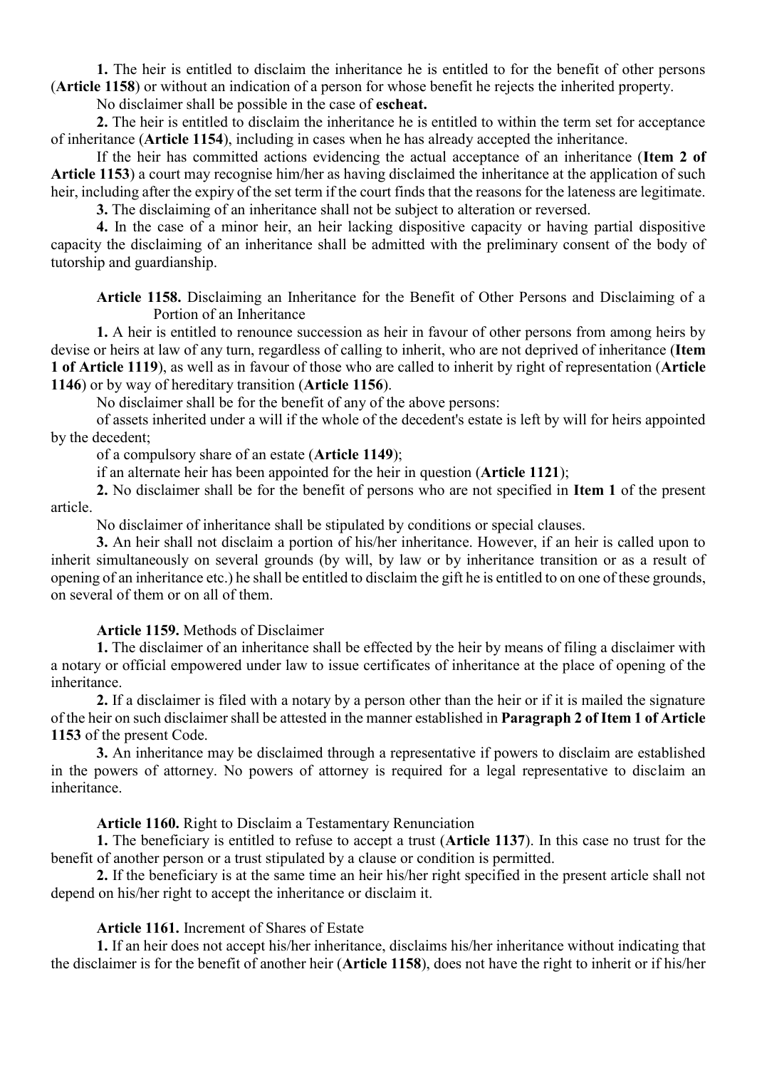**1.** The heir is entitled to disclaim the inheritance he is entitled to for the benefit of other persons (**Article 1158**) or without an indication of a person for whose benefit he rejects the inherited property.

No disclaimer shall be possible in the case of **escheat.**

**2.** The heir is entitled to disclaim the inheritance he is entitled to within the term set for acceptance of inheritance (**Article 1154**), including in cases when he has already accepted the inheritance.

If the heir has committed actions evidencing the actual acceptance of an inheritance (**Item 2 of Article 1153**) a court may recognise him/her as having disclaimed the inheritance at the application of such heir, including after the expiry of the set term if the court finds that the reasons for the lateness are legitimate.

**3.** The disclaiming of an inheritance shall not be subject to alteration or reversed.

**4.** In the case of a minor heir, an heir lacking dispositive capacity or having partial dispositive capacity the disclaiming of an inheritance shall be admitted with the preliminary consent of the body of tutorship and guardianship.

**Article 1158.** Disclaiming an Inheritance for the Benefit of Other Persons and Disclaiming of a Portion of an Inheritance

**1.** A heir is entitled to renounce succession as heir in favour of other persons from among heirs by devise or heirs at law of any turn, regardless of calling to inherit, who are not deprived of inheritance (**Item 1 of Article 1119**), as well as in favour of those who are called to inherit by right of representation (**Article 1146**) or by way of hereditary transition (**Article 1156**).

No disclaimer shall be for the benefit of any of the above persons:

of assets inherited under a will if the whole of the decedent's estate is left by will for heirs appointed by the decedent;

of a compulsory share of an estate (**Article 1149**);

if an alternate heir has been appointed for the heir in question (**Article 1121**);

**2.** No disclaimer shall be for the benefit of persons who are not specified in **Item 1** of the present article.

No disclaimer of inheritance shall be stipulated by conditions or special clauses.

**3.** An heir shall not disclaim a portion of his/her inheritance. However, if an heir is called upon to inherit simultaneously on several grounds (by will, by law or by inheritance transition or as a result of opening of an inheritance etc.) he shall be entitled to disclaim the gift he is entitled to on one of these grounds, on several of them or on all of them.

**Article 1159.** Methods of Disclaimer

**1.** The disclaimer of an inheritance shall be effected by the heir by means of filing a disclaimer with a notary or official empowered under law to issue certificates of inheritance at the place of opening of the inheritance.

**2.** If a disclaimer is filed with a notary by a person other than the heir or if it is mailed the signature of the heir on such disclaimer shall be attested in the manner established in **Paragraph 2 of Item 1 of Article 1153** of the present Code.

**3.** An inheritance may be disclaimed through a representative if powers to disclaim are established in the powers of attorney. No powers of attorney is required for a legal representative to disclaim an inheritance.

**Article 1160.** Right to Disclaim a Testamentary Renunciation

**1.** The beneficiary is entitled to refuse to accept a trust (**Article 1137**). In this case no trust for the benefit of another person or a trust stipulated by a clause or condition is permitted.

**2.** If the beneficiary is at the same time an heir his/her right specified in the present article shall not depend on his/her right to accept the inheritance or disclaim it.

**Article 1161.** Increment of Shares of Estate

**1.** If an heir does not accept his/her inheritance, disclaims his/her inheritance without indicating that the disclaimer is for the benefit of another heir (**Article 1158**), does not have the right to inherit or if his/her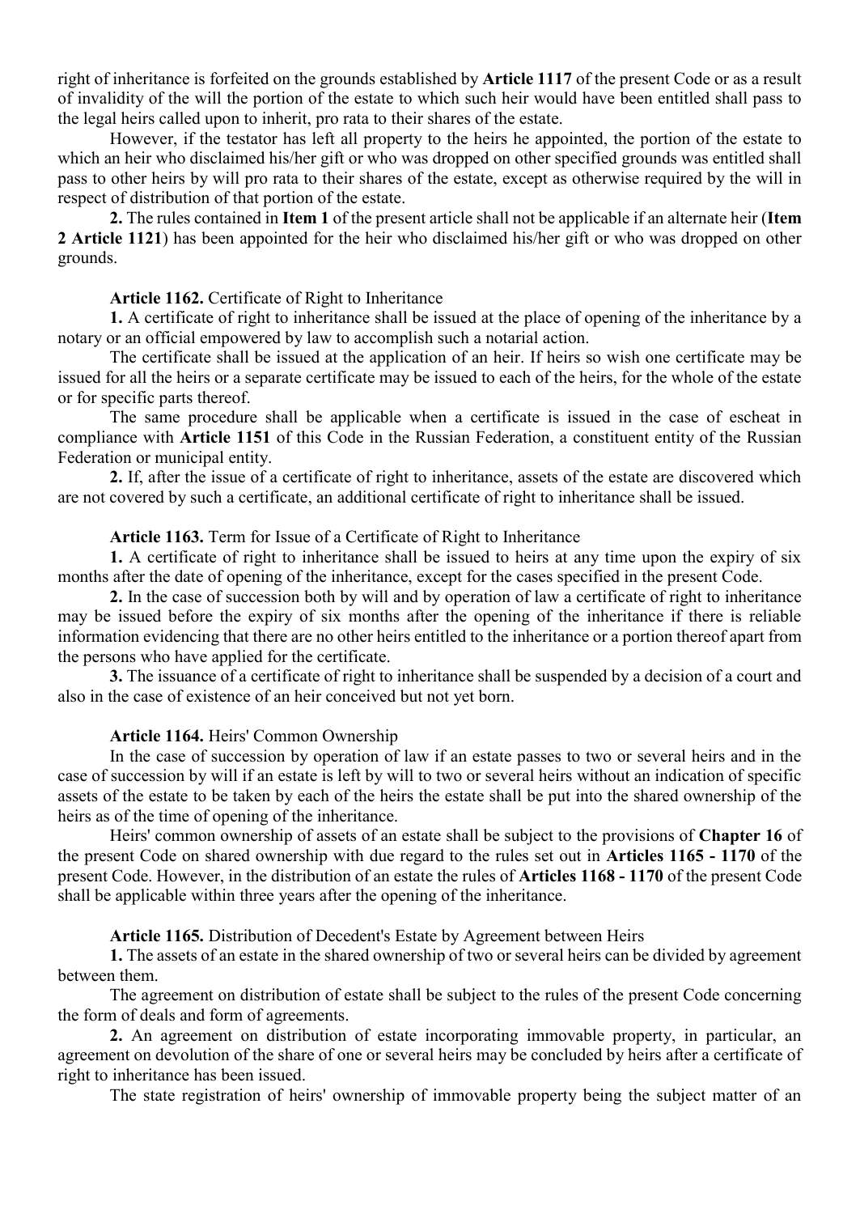right of inheritance is forfeited on the grounds established by **Article 1117** of the present Code or as a result of invalidity of the will the portion of the estate to which such heir would have been entitled shall pass to the legal heirs called upon to inherit, pro rata to their shares of the estate.

However, if the testator has left all property to the heirs he appointed, the portion of the estate to which an heir who disclaimed his/her gift or who was dropped on other specified grounds was entitled shall pass to other heirs by will pro rata to their shares of the estate, except as otherwise required by the will in respect of distribution of that portion of the estate.

**2.** The rules contained in **Item 1** of the present article shall not be applicable if an alternate heir (**Item 2 Article 1121**) has been appointed for the heir who disclaimed his/her gift or who was dropped on other grounds.

**Article 1162.** Certificate of Right to Inheritance

**1.** A certificate of right to inheritance shall be issued at the place of opening of the inheritance by a notary or an official empowered by law to accomplish such a notarial action.

The certificate shall be issued at the application of an heir. If heirs so wish one certificate may be issued for all the heirs or a separate certificate may be issued to each of the heirs, for the whole of the estate or for specific parts thereof.

The same procedure shall be applicable when a certificate is issued in the case of escheat in compliance with **Article 1151** of this Code in the Russian Federation, a constituent entity of the Russian Federation or municipal entity.

**2.** If, after the issue of a certificate of right to inheritance, assets of the estate are discovered which are not covered by such a certificate, an additional certificate of right to inheritance shall be issued.

**Article 1163.** Term for Issue of a Certificate of Right to Inheritance

**1.** A certificate of right to inheritance shall be issued to heirs at any time upon the expiry of six months after the date of opening of the inheritance, except for the cases specified in the present Code.

**2.** In the case of succession both by will and by operation of law a certificate of right to inheritance may be issued before the expiry of six months after the opening of the inheritance if there is reliable information evidencing that there are no other heirs entitled to the inheritance or a portion thereof apart from the persons who have applied for the certificate.

**3.** The issuance of a certificate of right to inheritance shall be suspended by a decision of a court and also in the case of existence of an heir conceived but not yet born.

**Article 1164.** Heirs' Common Ownership

In the case of succession by operation of law if an estate passes to two or several heirs and in the case of succession by will if an estate is left by will to two or several heirs without an indication of specific assets of the estate to be taken by each of the heirs the estate shall be put into the shared ownership of the heirs as of the time of opening of the inheritance.

Heirs' common ownership of assets of an estate shall be subject to the provisions of **Chapter 16** of the present Code on shared ownership with due regard to the rules set out in **Articles 1165 - 1170** of the present Code. However, in the distribution of an estate the rules of **Articles 1168 - 1170** of the present Code shall be applicable within three years after the opening of the inheritance.

**Article 1165.** Distribution of Decedent's Estate by Agreement between Heirs

**1.** The assets of an estate in the shared ownership of two or several heirs can be divided by agreement between them.

The agreement on distribution of estate shall be subject to the rules of the present Code concerning the form of deals and form of agreements.

**2.** An agreement on distribution of estate incorporating immovable property, in particular, an agreement on devolution of the share of one or several heirs may be concluded by heirs after a certificate of right to inheritance has been issued.

The state registration of heirs' ownership of immovable property being the subject matter of an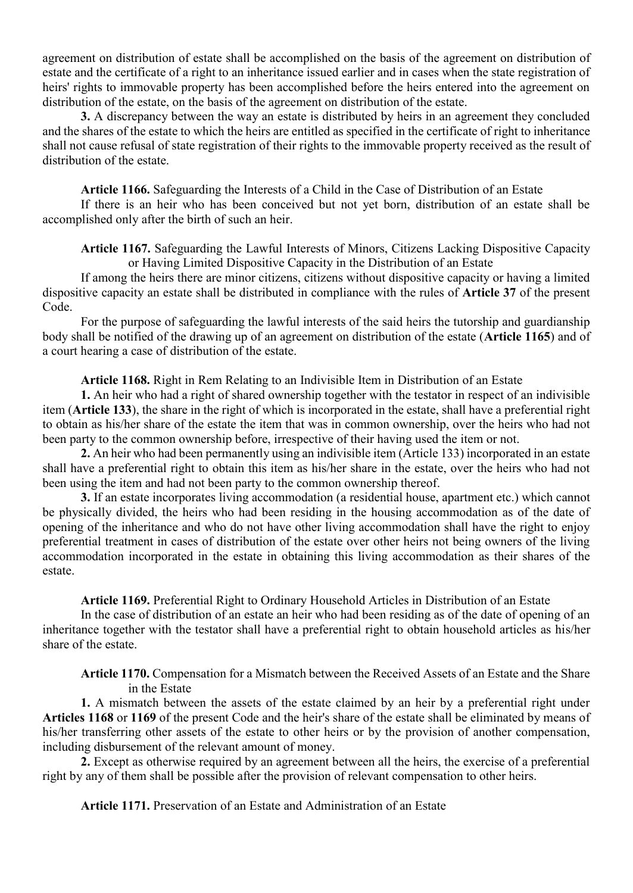agreement on distribution of estate shall be accomplished on the basis of the agreement on distribution of estate and the certificate of a right to an inheritance issued earlier and in cases when the state registration of heirs' rights to immovable property has been accomplished before the heirs entered into the agreement on distribution of the estate, on the basis of the agreement on distribution of the estate.

**3.** A discrepancy between the way an estate is distributed by heirs in an agreement they concluded and the shares of the estate to which the heirs are entitled as specified in the certificate of right to inheritance shall not cause refusal of state registration of their rights to the immovable property received as the result of distribution of the estate.

**Article 1166.** Safeguarding the Interests of a Child in the Case of Distribution of an Estate

If there is an heir who has been conceived but not yet born, distribution of an estate shall be accomplished only after the birth of such an heir.

**Article 1167.** Safeguarding the Lawful Interests of Minors, Citizens Lacking Dispositive Capacity or Having Limited Dispositive Capacity in the Distribution of an Estate

If among the heirs there are minor citizens, citizens without dispositive capacity or having a limited dispositive capacity an estate shall be distributed in compliance with the rules of **Article 37** of the present Code.

For the purpose of safeguarding the lawful interests of the said heirs the tutorship and guardianship body shall be notified of the drawing up of an agreement on distribution of the estate (**Article 1165**) and of a court hearing a case of distribution of the estate.

**Article 1168.** Right in Rem Relating to an Indivisible Item in Distribution of an Estate

**1.** An heir who had a right of shared ownership together with the testator in respect of an indivisible item (**Article 133**), the share in the right of which is incorporated in the estate, shall have a preferential right to obtain as his/her share of the estate the item that was in common ownership, over the heirs who had not been party to the common ownership before, irrespective of their having used the item or not.

**2.** An heir who had been permanently using an indivisible item (Article 133) incorporated in an estate shall have a preferential right to obtain this item as his/her share in the estate, over the heirs who had not been using the item and had not been party to the common ownership thereof.

**3.** If an estate incorporates living accommodation (a residential house, apartment etc.) which cannot be physically divided, the heirs who had been residing in the housing accommodation as of the date of opening of the inheritance and who do not have other living accommodation shall have the right to enjoy preferential treatment in cases of distribution of the estate over other heirs not being owners of the living accommodation incorporated in the estate in obtaining this living accommodation as their shares of the estate.

**Article 1169.** Preferential Right to Ordinary Household Articles in Distribution of an Estate

In the case of distribution of an estate an heir who had been residing as of the date of opening of an inheritance together with the testator shall have a preferential right to obtain household articles as his/her share of the estate.

**Article 1170.** Compensation for a Mismatch between the Received Assets of an Estate and the Share in the Estate

**1.** A mismatch between the assets of the estate claimed by an heir by a preferential right under **Articles 1168** or **1169** of the present Code and the heir's share of the estate shall be eliminated by means of his/her transferring other assets of the estate to other heirs or by the provision of another compensation, including disbursement of the relevant amount of money.

**2.** Except as otherwise required by an agreement between all the heirs, the exercise of a preferential right by any of them shall be possible after the provision of relevant compensation to other heirs.

**Article 1171.** Preservation of an Estate and Administration of an Estate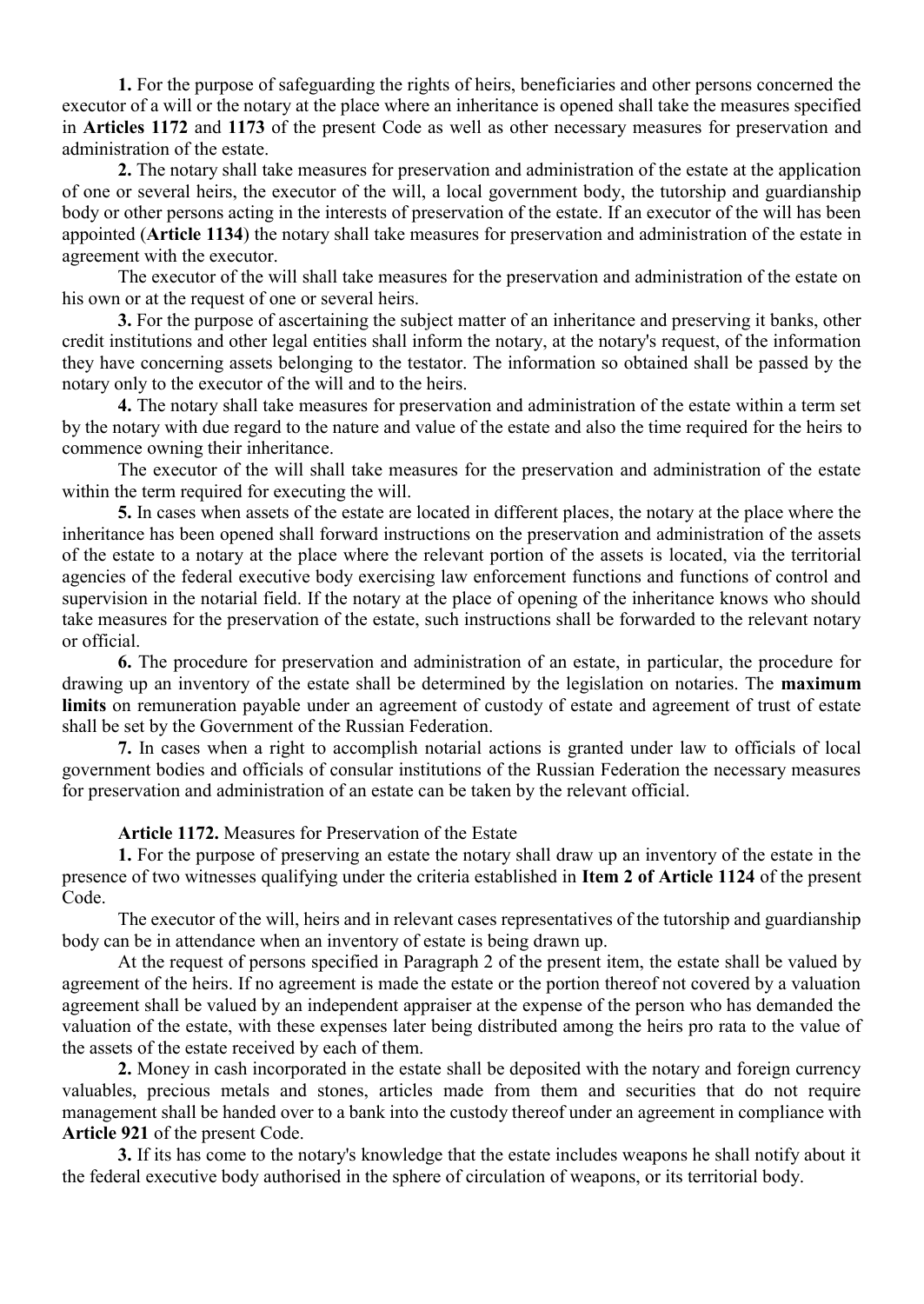**1.** For the purpose of safeguarding the rights of heirs, beneficiaries and other persons concerned the executor of a will or the notary at the place where an inheritance is opened shall take the measures specified in **Articles 1172** and **1173** of the present Code as well as other necessary measures for preservation and administration of the estate.

**2.** The notary shall take measures for preservation and administration of the estate at the application of one or several heirs, the executor of the will, a local government body, the tutorship and guardianship body or other persons acting in the interests of preservation of the estate. If an executor of the will has been appointed (**Article 1134**) the notary shall take measures for preservation and administration of the estate in agreement with the executor.

The executor of the will shall take measures for the preservation and administration of the estate on his own or at the request of one or several heirs.

**3.** For the purpose of ascertaining the subject matter of an inheritance and preserving it banks, other credit institutions and other legal entities shall inform the notary, at the notary's request, of the information they have concerning assets belonging to the testator. The information so obtained shall be passed by the notary only to the executor of the will and to the heirs.

**4.** The notary shall take measures for preservation and administration of the estate within a term set by the notary with due regard to the nature and value of the estate and also the time required for the heirs to commence owning their inheritance.

The executor of the will shall take measures for the preservation and administration of the estate within the term required for executing the will.

**5.** In cases when assets of the estate are located in different places, the notary at the place where the inheritance has been opened shall forward instructions on the preservation and administration of the assets of the estate to a notary at the place where the relevant portion of the assets is located, via the territorial agencies of the federal executive body exercising law enforcement functions and functions of control and supervision in the notarial field. If the notary at the place of opening of the inheritance knows who should take measures for the preservation of the estate, such instructions shall be forwarded to the relevant notary or official.

**6.** The procedure for preservation and administration of an estate, in particular, the procedure for drawing up an inventory of the estate shall be determined by the legislation on notaries. The **maximum limits** on remuneration payable under an agreement of custody of estate and agreement of trust of estate shall be set by the Government of the Russian Federation.

**7.** In cases when a right to accomplish notarial actions is granted under law to officials of local government bodies and officials of consular institutions of the Russian Federation the necessary measures for preservation and administration of an estate can be taken by the relevant official.

**Article 1172.** Measures for Preservation of the Estate

**1.** For the purpose of preserving an estate the notary shall draw up an inventory of the estate in the presence of two witnesses qualifying under the criteria established in **Item 2 of Article 1124** of the present Code.

The executor of the will, heirs and in relevant cases representatives of the tutorship and guardianship body can be in attendance when an inventory of estate is being drawn up.

At the request of persons specified in Paragraph 2 of the present item, the estate shall be valued by agreement of the heirs. If no agreement is made the estate or the portion thereof not covered by a valuation agreement shall be valued by an independent appraiser at the expense of the person who has demanded the valuation of the estate, with these expenses later being distributed among the heirs pro rata to the value of the assets of the estate received by each of them.

**2.** Money in cash incorporated in the estate shall be deposited with the notary and foreign currency valuables, precious metals and stones, articles made from them and securities that do not require management shall be handed over to a bank into the custody thereof under an agreement in compliance with **Article 921** of the present Code.

**3.** If its has come to the notary's knowledge that the estate includes weapons he shall notify about it the federal executive body authorised in the sphere of circulation of weapons, or its territorial body.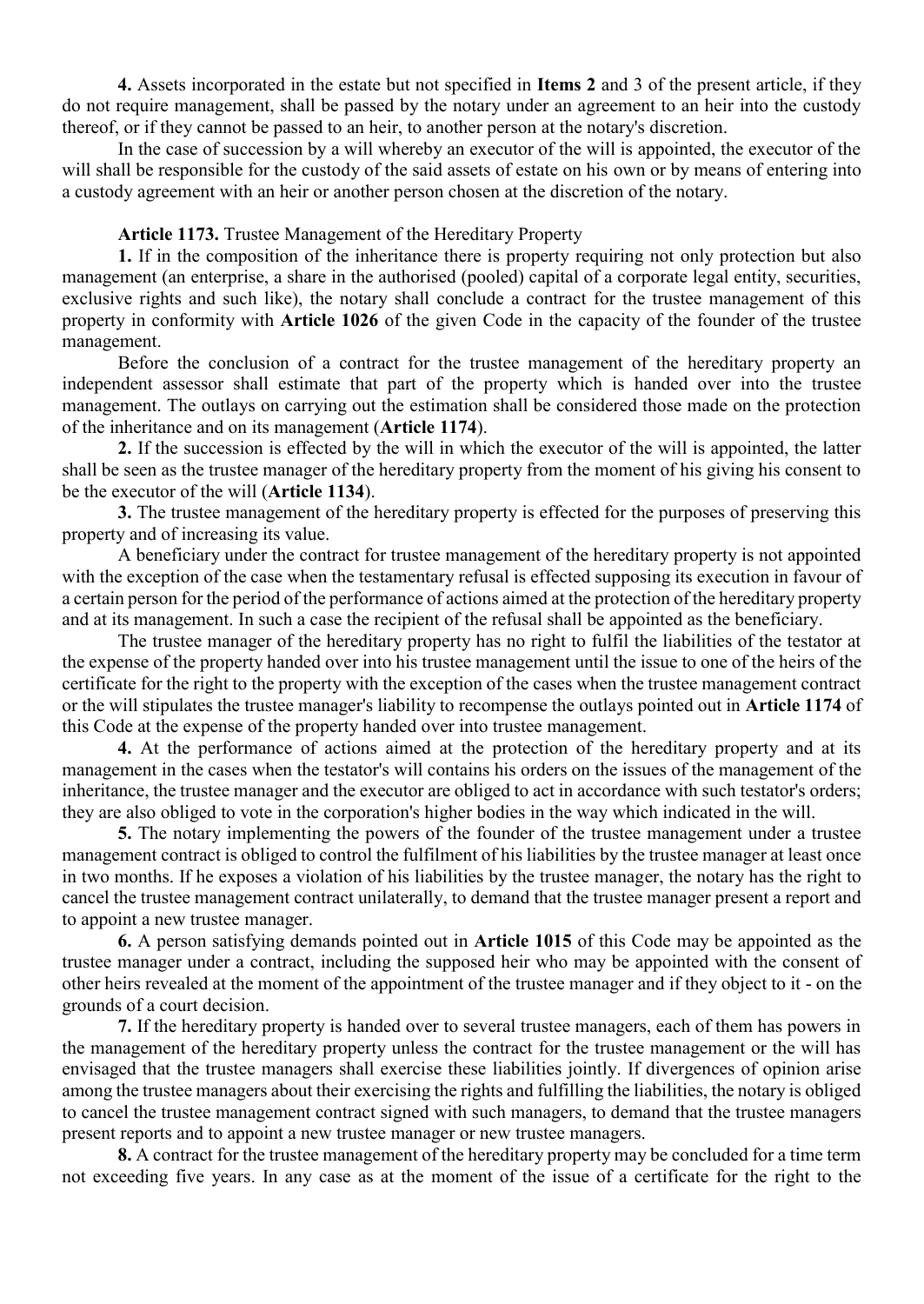**4.** Assets incorporated in the estate but not specified in **Items 2** and 3 of the present article, if they do not require management, shall be passed by the notary under an agreement to an heir into the custody thereof, or if they cannot be passed to an heir, to another person at the notary's discretion.

In the case of succession by a will whereby an executor of the will is appointed, the executor of the will shall be responsible for the custody of the said assets of estate on his own or by means of entering into a custody agreement with an heir or another person chosen at the discretion of the notary.

**Article 1173.** Trustee Management of the Hereditary Property

**1.** If in the composition of the inheritance there is property requiring not only protection but also management (an enterprise, a share in the authorised (pooled) capital of a corporate legal entity, securities, exclusive rights and such like), the notary shall conclude a contract for the trustee management of this property in conformity with **Article 1026** of the given Code in the capacity of the founder of the trustee management.

Before the conclusion of a contract for the trustee management of the hereditary property an independent assessor shall estimate that part of the property which is handed over into the trustee management. The outlays on carrying out the estimation shall be considered those made on the protection of the inheritance and on its management (**Article 1174**).

**2.** If the succession is effected by the will in which the executor of the will is appointed, the latter shall be seen as the trustee manager of the hereditary property from the moment of his giving his consent to be the executor of the will (**Article 1134**).

**3.** The trustee management of the hereditary property is effected for the purposes of preserving this property and of increasing its value.

A beneficiary under the contract for trustee management of the hereditary property is not appointed with the exception of the case when the testamentary refusal is effected supposing its execution in favour of a certain person for the period of the performance of actions aimed at the protection of the hereditary property and at its management. In such a case the recipient of the refusal shall be appointed as the beneficiary.

The trustee manager of the hereditary property has no right to fulfil the liabilities of the testator at the expense of the property handed over into his trustee management until the issue to one of the heirs of the certificate for the right to the property with the exception of the cases when the trustee management contract or the will stipulates the trustee manager's liability to recompense the outlays pointed out in **Article 1174** of this Code at the expense of the property handed over into trustee management.

**4.** At the performance of actions aimed at the protection of the hereditary property and at its management in the cases when the testator's will contains his orders on the issues of the management of the inheritance, the trustee manager and the executor are obliged to act in accordance with such testator's orders; they are also obliged to vote in the corporation's higher bodies in the way which indicated in the will.

**5.** The notary implementing the powers of the founder of the trustee management under a trustee management contract is obliged to control the fulfilment of his liabilities by the trustee manager at least once in two months. If he exposes a violation of his liabilities by the trustee manager, the notary has the right to cancel the trustee management contract unilaterally, to demand that the trustee manager present a report and to appoint a new trustee manager.

**6.** A person satisfying demands pointed out in **Article 1015** of this Code may be appointed as the trustee manager under a contract, including the supposed heir who may be appointed with the consent of other heirs revealed at the moment of the appointment of the trustee manager and if they object to it - on the grounds of a court decision.

**7.** If the hereditary property is handed over to several trustee managers, each of them has powers in the management of the hereditary property unless the contract for the trustee management or the will has envisaged that the trustee managers shall exercise these liabilities jointly. If divergences of opinion arise among the trustee managers about their exercising the rights and fulfilling the liabilities, the notary is obliged to cancel the trustee management contract signed with such managers, to demand that the trustee managers present reports and to appoint a new trustee manager or new trustee managers.

**8.** A contract for the trustee management of the hereditary property may be concluded for a time term not exceeding five years. In any case as at the moment of the issue of a certificate for the right to the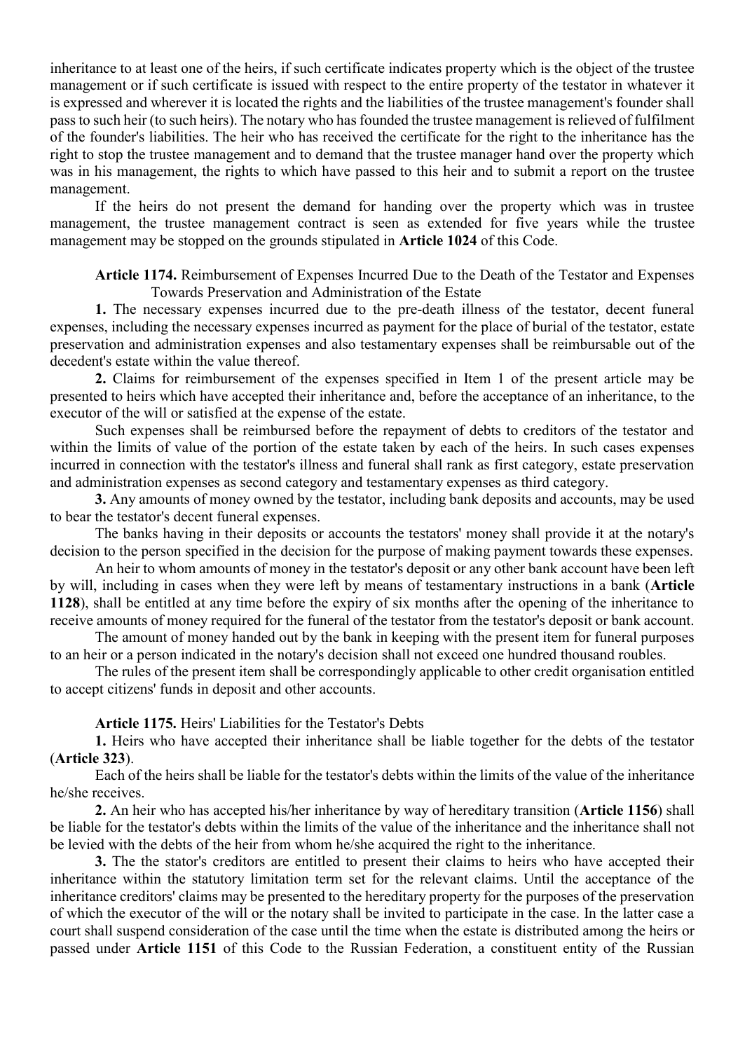inheritance to at least one of the heirs, if such certificate indicates property which is the object of the trustee management or if such certificate is issued with respect to the entire property of the testator in whatever it is expressed and wherever it is located the rights and the liabilities of the trustee management's founder shall pass to such heir (to such heirs). The notary who has founded the trustee management is relieved of fulfilment of the founder's liabilities. The heir who has received the certificate for the right to the inheritance has the right to stop the trustee management and to demand that the trustee manager hand over the property which was in his management, the rights to which have passed to this heir and to submit a report on the trustee management.

If the heirs do not present the demand for handing over the property which was in trustee management, the trustee management contract is seen as extended for five years while the trustee management may be stopped on the grounds stipulated in **Article 1024** of this Code.

**Article 1174.** Reimbursement of Expenses Incurred Due to the Death of the Testator and Expenses Towards Preservation and Administration of the Estate

**1.** The necessary expenses incurred due to the pre-death illness of the testator, decent funeral expenses, including the necessary expenses incurred as payment for the place of burial of the testator, estate preservation and administration expenses and also testamentary expenses shall be reimbursable out of the decedent's estate within the value thereof.

**2.** Claims for reimbursement of the expenses specified in Item 1 of the present article may be presented to heirs which have accepted their inheritance and, before the acceptance of an inheritance, to the executor of the will or satisfied at the expense of the estate.

Such expenses shall be reimbursed before the repayment of debts to creditors of the testator and within the limits of value of the portion of the estate taken by each of the heirs. In such cases expenses incurred in connection with the testator's illness and funeral shall rank as first category, estate preservation and administration expenses as second category and testamentary expenses as third category.

**3.** Any amounts of money owned by the testator, including bank deposits and accounts, may be used to bear the testator's decent funeral expenses.

The banks having in their deposits or accounts the testators' money shall provide it at the notary's decision to the person specified in the decision for the purpose of making payment towards these expenses.

An heir to whom amounts of money in the testator's deposit or any other bank account have been left by will, including in cases when they were left by means of testamentary instructions in a bank (**Article 1128**), shall be entitled at any time before the expiry of six months after the opening of the inheritance to receive amounts of money required for the funeral of the testator from the testator's deposit or bank account.

The amount of money handed out by the bank in keeping with the present item for funeral purposes to an heir or a person indicated in the notary's decision shall not exceed one hundred thousand roubles.

The rules of the present item shall be correspondingly applicable to other credit organisation entitled to accept citizens' funds in deposit and other accounts.

**Article 1175.** Heirs' Liabilities for the Testator's Debts

**1.** Heirs who have accepted their inheritance shall be liable together for the debts of the testator (**Article 323**).

Each of the heirs shall be liable for the testator's debts within the limits of the value of the inheritance he/she receives.

**2.** An heir who has accepted his/her inheritance by way of hereditary transition (**Article 1156**) shall be liable for the testator's debts within the limits of the value of the inheritance and the inheritance shall not be levied with the debts of the heir from whom he/she acquired the right to the inheritance.

**3.** The the stator's creditors are entitled to present their claims to heirs who have accepted their inheritance within the statutory limitation term set for the relevant claims. Until the acceptance of the inheritance creditors' claims may be presented to the hereditary property for the purposes of the preservation of which the executor of the will or the notary shall be invited to participate in the case. In the latter case a court shall suspend consideration of the case until the time when the estate is distributed among the heirs or passed under **Article 1151** of this Code to the Russian Federation, a constituent entity of the Russian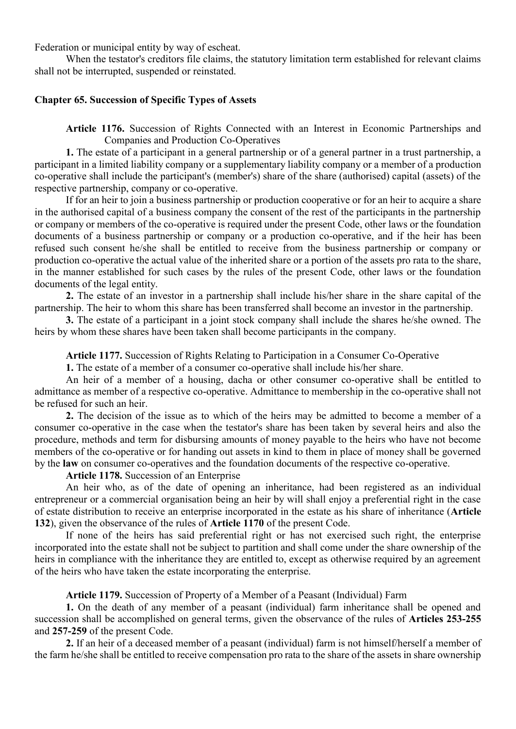Federation or municipal entity by way of escheat.

When the testator's creditors file claims, the statutory limitation term established for relevant claims shall not be interrupted, suspended or reinstated.

### Chapter 65. Succession of Specific Types of Assets

**Article 1176.** Succession of Rights Connected with an Interest in Economic Partnerships and Companies and Production Co-Operatives

**1.** The estate of a participant in a general partnership or of a general partner in a trust partnership, a participant in a limited liability company or a supplementary liability company or a member of a production co-operative shall include the participant's (member's) share of the share (authorised) capital (assets) of the respective partnership, company or co-operative.

If for an heir to join a business partnership or production cooperative or for an heir to acquire a share in the authorised capital of a business company the consent of the rest of the participants in the partnership or company or members of the co-operative is required under the present Code, other laws or the foundation documents of a business partnership or company or a production co-operative, and if the heir has been refused such consent he/she shall be entitled to receive from the business partnership or company or production co-operative the actual value of the inherited share or a portion of the assets pro rata to the share, in the manner established for such cases by the rules of the present Code, other laws or the foundation documents of the legal entity.

**2.** The estate of an investor in a partnership shall include his/her share in the share capital of the partnership. The heir to whom this share has been transferred shall become an investor in the partnership.

**3.** The estate of a participant in a joint stock company shall include the shares he/she owned. The heirs by whom these shares have been taken shall become participants in the company.

**Article 1177.** Succession of Rights Relating to Participation in a Consumer Co-Operative

**1.** The estate of a member of a consumer co-operative shall include his/her share.

An heir of a member of a housing, dacha or other consumer co-operative shall be entitled to admittance as member of a respective co-operative. Admittance to membership in the co-operative shall not be refused for such an heir.

**2.** The decision of the issue as to which of the heirs may be admitted to become a member of a consumer co-operative in the case when the testator's share has been taken by several heirs and also the procedure, methods and term for disbursing amounts of money payable to the heirs who have not become members of the co-operative or for handing out assets in kind to them in place of money shall be governed by the **law** on consumer co-operatives and the foundation documents of the respective co-operative.

**Article 1178.** Succession of an Enterprise

An heir who, as of the date of opening an inheritance, had been registered as an individual entrepreneur or a commercial organisation being an heir by will shall enjoy a preferential right in the case of estate distribution to receive an enterprise incorporated in the estate as his share of inheritance (**Article 132**), given the observance of the rules of **Article 1170** of the present Code.

If none of the heirs has said preferential right or has not exercised such right, the enterprise incorporated into the estate shall not be subject to partition and shall come under the share ownership of the heirs in compliance with the inheritance they are entitled to, except as otherwise required by an agreement of the heirs who have taken the estate incorporating the enterprise.

**Article 1179.** Succession of Property of a Member of a Peasant (Individual) Farm

**1.** On the death of any member of a peasant (individual) farm inheritance shall be opened and succession shall be accomplished on general terms, given the observance of the rules of **Articles 253-255** and **257-259** of the present Code.

**2.** If an heir of a deceased member of a peasant (individual) farm is not himself/herself a member of the farm he/she shall be entitled to receive compensation pro rata to the share of the assets in share ownership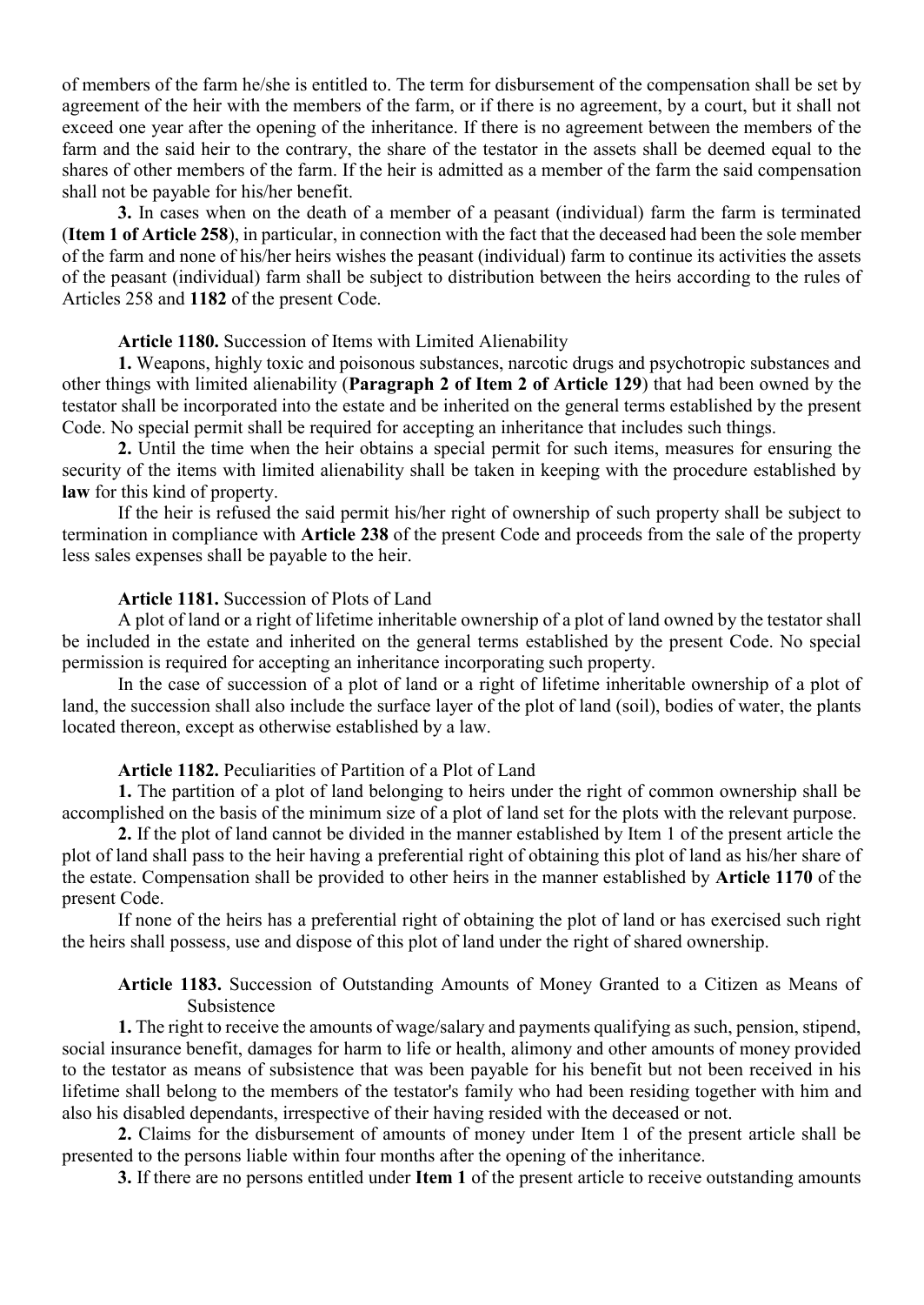of members of the farm he/she is entitled to. The term for disbursement of the compensation shall be set by agreement of the heir with the members of the farm, or if there is no agreement, by a court, but it shall not exceed one year after the opening of the inheritance. If there is no agreement between the members of the farm and the said heir to the contrary, the share of the testator in the assets shall be deemed equal to the shares of other members of the farm. If the heir is admitted as a member of the farm the said compensation shall not be payable for his/her benefit.

**3.** In cases when on the death of a member of a peasant (individual) farm the farm is terminated (**Item 1 of Article 258**), in particular, in connection with the fact that the deceased had been the sole member of the farm and none of his/her heirs wishes the peasant (individual) farm to continue its activities the assets of the peasant (individual) farm shall be subject to distribution between the heirs according to the rules of Articles 258 and **1182** of the present Code.

**Article 1180.** Succession of Items with Limited Alienability

**1.** Weapons, highly toxic and poisonous substances, narcotic drugs and psychotropic substances and other things with limited alienability (**Paragraph 2 of Item 2 of Article 129**) that had been owned by the testator shall be incorporated into the estate and be inherited on the general terms established by the present Code. No special permit shall be required for accepting an inheritance that includes such things.

**2.** Until the time when the heir obtains a special permit for such items, measures for ensuring the security of the items with limited alienability shall be taken in keeping with the procedure established by **law** for this kind of property.

If the heir is refused the said permit his/her right of ownership of such property shall be subject to termination in compliance with **Article 238** of the present Code and proceeds from the sale of the property less sales expenses shall be payable to the heir.

**Article 1181.** Succession of Plots of Land

A plot of land or a right of lifetime inheritable ownership of a plot of land owned by the testator shall be included in the estate and inherited on the general terms established by the present Code. No special permission is required for accepting an inheritance incorporating such property.

In the case of succession of a plot of land or a right of lifetime inheritable ownership of a plot of land, the succession shall also include the surface layer of the plot of land (soil), bodies of water, the plants located thereon, except as otherwise established by a law.

**Article 1182.** Peculiarities of Partition of a Plot of Land

**1.** The partition of a plot of land belonging to heirs under the right of common ownership shall be accomplished on the basis of the minimum size of a plot of land set for the plots with the relevant purpose.

**2.** If the plot of land cannot be divided in the manner established by Item 1 of the present article the plot of land shall pass to the heir having a preferential right of obtaining this plot of land as his/her share of the estate. Compensation shall be provided to other heirs in the manner established by **Article 1170** of the present Code.

If none of the heirs has a preferential right of obtaining the plot of land or has exercised such right the heirs shall possess, use and dispose of this plot of land under the right of shared ownership.

**Article 1183.** Succession of Outstanding Amounts of Money Granted to a Citizen as Means of Subsistence

**1.** The right to receive the amounts of wage/salary and payments qualifying as such, pension, stipend, social insurance benefit, damages for harm to life or health, alimony and other amounts of money provided to the testator as means of subsistence that was been payable for his benefit but not been received in his lifetime shall belong to the members of the testator's family who had been residing together with him and also his disabled dependants, irrespective of their having resided with the deceased or not.

**2.** Claims for the disbursement of amounts of money under Item 1 of the present article shall be presented to the persons liable within four months after the opening of the inheritance.

**3.** If there are no persons entitled under **Item 1** of the present article to receive outstanding amounts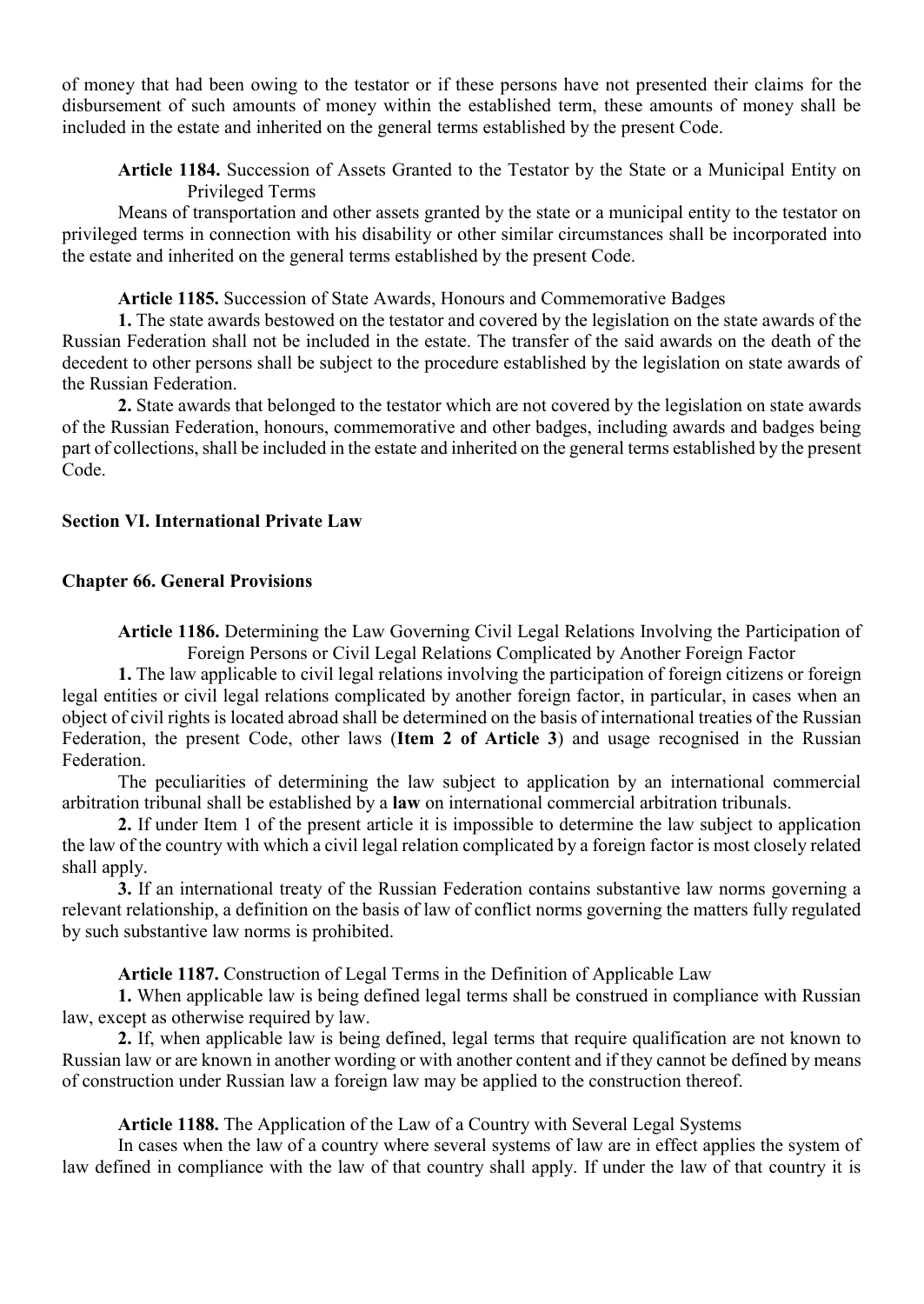of money that had been owing to the testator or if these persons have not presented their claims for the disbursement of such amounts of money within the established term, these amounts of money shall be included in the estate and inherited on the general terms established by the present Code.

**Article 1184.** Succession of Assets Granted to the Testator by the State or a Municipal Entity on Privileged Terms

Means of transportation and other assets granted by the state or a municipal entity to the testator on privileged terms in connection with his disability or other similar circumstances shall be incorporated into the estate and inherited on the general terms established by the present Code.

**Article 1185.** Succession of State Awards, Honours and Commemorative Badges

**1.** The state awards bestowed on the testator and covered by the legislation on the state awards of the Russian Federation shall not be included in the estate. The transfer of the said awards on the death of the decedent to other persons shall be subject to the procedure established by the legislation on state awards of the Russian Federation.

**2.** State awards that belonged to the testator which are not covered by the legislation on state awards of the Russian Federation, honours, commemorative and other badges, including awards and badges being part of collections, shall be included in the estate and inherited on the general terms established by the present Code.

## Section VI. International Private Law

### Chapter 66. General Provisions

**Article 1186.** Determining the Law Governing Civil Legal Relations Involving the Participation of Foreign Persons or Civil Legal Relations Complicated by Another Foreign Factor

**1.** The law applicable to civil legal relations involving the participation of foreign citizens or foreign legal entities or civil legal relations complicated by another foreign factor, in particular, in cases when an object of civil rights is located abroad shall be determined on the basis of international treaties of the Russian Federation, the present Code, other laws (**Item 2 of Article 3**) and usage recognised in the Russian Federation.

The peculiarities of determining the law subject to application by an international commercial arbitration tribunal shall be established by a **law** on international commercial arbitration tribunals.

**2.** If under Item 1 of the present article it is impossible to determine the law subject to application the law of the country with which a civil legal relation complicated by a foreign factor is most closely related shall apply.

**3.** If an international treaty of the Russian Federation contains substantive law norms governing a relevant relationship, a definition on the basis of law of conflict norms governing the matters fully regulated by such substantive law norms is prohibited.

**Article 1187.** Construction of Legal Terms in the Definition of Applicable Law

**1.** When applicable law is being defined legal terms shall be construed in compliance with Russian law, except as otherwise required by law.

**2.** If, when applicable law is being defined, legal terms that require qualification are not known to Russian law or are known in another wording or with another content and if they cannot be defined by means of construction under Russian law a foreign law may be applied to the construction thereof.

**Article 1188.** The Application of the Law of a Country with Several Legal Systems

In cases when the law of a country where several systems of law are in effect applies the system of law defined in compliance with the law of that country shall apply. If under the law of that country it is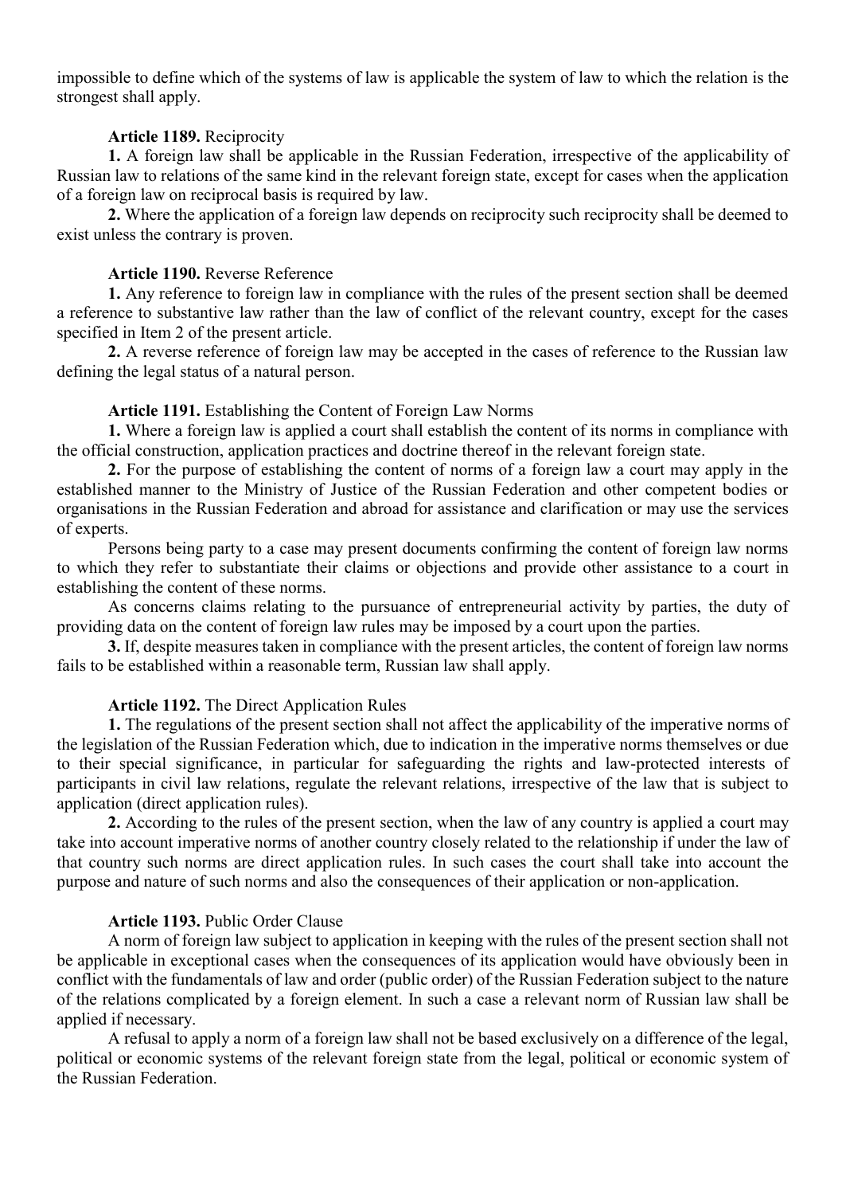impossible to define which of the systems of law is applicable the system of law to which the relation is the strongest shall apply.

**Article 1189.** Reciprocity

**1.** A foreign law shall be applicable in the Russian Federation, irrespective of the applicability of Russian law to relations of the same kind in the relevant foreign state, except for cases when the application of a foreign law on reciprocal basis is required by law.

**2.** Where the application of a foreign law depends on reciprocity such reciprocity shall be deemed to exist unless the contrary is proven.

**Article 1190.** Reverse Reference

**1.** Any reference to foreign law in compliance with the rules of the present section shall be deemed a reference to substantive law rather than the law of conflict of the relevant country, except for the cases specified in Item 2 of the present article.

**2.** A reverse reference of foreign law may be accepted in the cases of reference to the Russian law defining the legal status of a natural person.

**Article 1191.** Establishing the Content of Foreign Law Norms

**1.** Where a foreign law is applied a court shall establish the content of its norms in compliance with the official construction, application practices and doctrine thereof in the relevant foreign state.

**2.** For the purpose of establishing the content of norms of a foreign law a court may apply in the established manner to the Ministry of Justice of the Russian Federation and other competent bodies or organisations in the Russian Federation and abroad for assistance and clarification or may use the services of experts.

Persons being party to a case may present documents confirming the content of foreign law norms to which they refer to substantiate their claims or objections and provide other assistance to a court in establishing the content of these norms.

As concerns claims relating to the pursuance of entrepreneurial activity by parties, the duty of providing data on the content of foreign law rules may be imposed by a court upon the parties.

**3.** If, despite measures taken in compliance with the present articles, the content of foreign law norms fails to be established within a reasonable term, Russian law shall apply.

**Article 1192.** The Direct Application Rules

**1.** The regulations of the present section shall not affect the applicability of the imperative norms of the legislation of the Russian Federation which, due to indication in the imperative norms themselves or due to their special significance, in particular for safeguarding the rights and law-protected interests of participants in civil law relations, regulate the relevant relations, irrespective of the law that is subject to application (direct application rules).

**2.** According to the rules of the present section, when the law of any country is applied a court may take into account imperative norms of another country closely related to the relationship if under the law of that country such norms are direct application rules. In such cases the court shall take into account the purpose and nature of such norms and also the consequences of their application or non-application.

**Article 1193.** Public Order Clause

A norm of foreign law subject to application in keeping with the rules of the present section shall not be applicable in exceptional cases when the consequences of its application would have obviously been in conflict with the fundamentals of law and order (public order) of the Russian Federation subject to the nature of the relations complicated by a foreign element. In such a case a relevant norm of Russian law shall be applied if necessary.

A refusal to apply a norm of a foreign law shall not be based exclusively on a difference of the legal, political or economic systems of the relevant foreign state from the legal, political or economic system of the Russian Federation.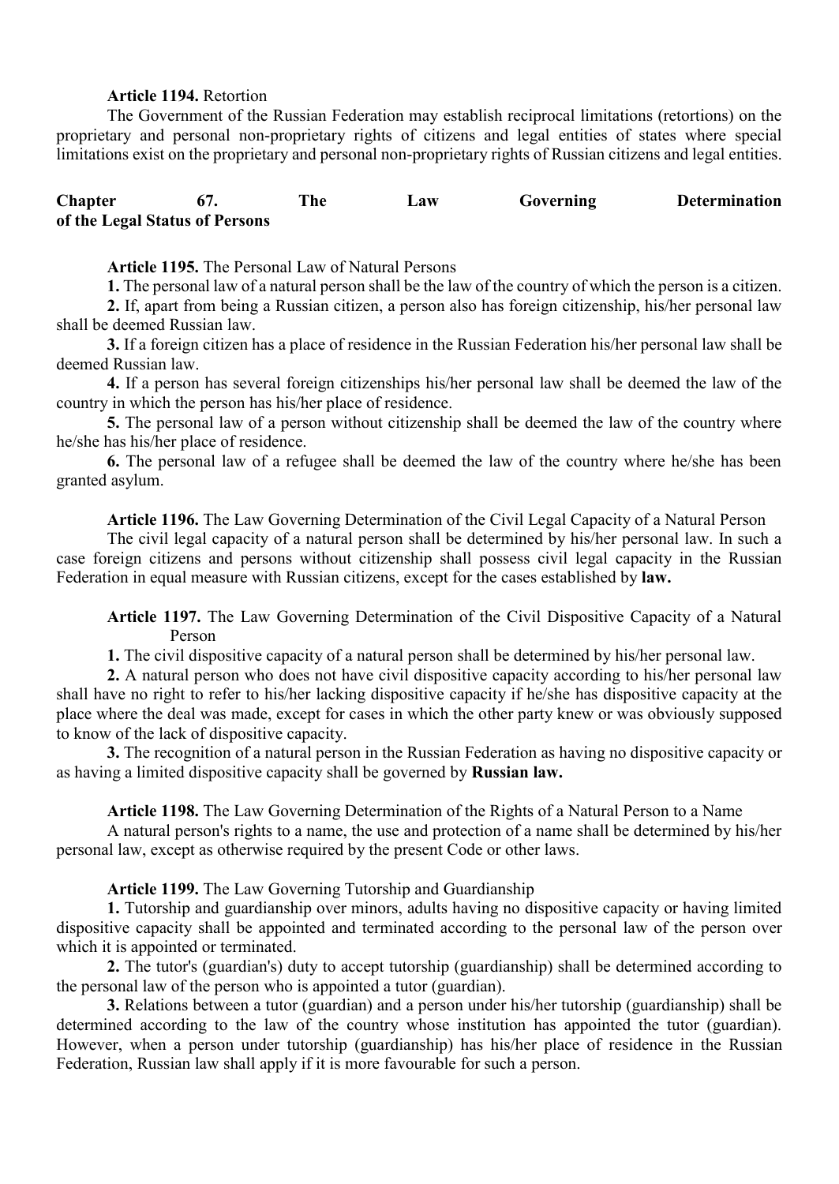**Article 1194.** Retortion

The Government of the Russian Federation may establish reciprocal limitations (retortions) on the proprietary and personal non-proprietary rights of citizens and legal entities of states where special limitations exist on the proprietary and personal non-proprietary rights of Russian citizens and legal entities.

## Chapter 67. The Law Governing Determination of the Legal Status of Persons

**Article 1195.** The Personal Law of Natural Persons

**1.** The personal law of a natural person shall be the law of the country of which the person is a citizen.

**2.** If, apart from being a Russian citizen, a person also has foreign citizenship, his/her personal law shall be deemed Russian law.

**3.** If a foreign citizen has a place of residence in the Russian Federation his/her personal law shall be deemed Russian law.

**4.** If a person has several foreign citizenships his/her personal law shall be deemed the law of the country in which the person has his/her place of residence.

**5.** The personal law of a person without citizenship shall be deemed the law of the country where he/she has his/her place of residence.

**6.** The personal law of a refugee shall be deemed the law of the country where he/she has been granted asylum.

**Article 1196.** The Law Governing Determination of the Civil Legal Capacity of a Natural Person

The civil legal capacity of a natural person shall be determined by his/her personal law. In such a case foreign citizens and persons without citizenship shall possess civil legal capacity in the Russian Federation in equal measure with Russian citizens, except for the cases established by **law.**

**Article 1197.** The Law Governing Determination of the Civil Dispositive Capacity of a Natural Person

**1.** The civil dispositive capacity of a natural person shall be determined by his/her personal law.

**2.** A natural person who does not have civil dispositive capacity according to his/her personal law shall have no right to refer to his/her lacking dispositive capacity if he/she has dispositive capacity at the place where the deal was made, except for cases in which the other party knew or was obviously supposed to know of the lack of dispositive capacity.

**3.** The recognition of a natural person in the Russian Federation as having no dispositive capacity or as having a limited dispositive capacity shall be governed by **Russian law.**

**Article 1198.** The Law Governing Determination of the Rights of a Natural Person to a Name

A natural person's rights to a name, the use and protection of a name shall be determined by his/her personal law, except as otherwise required by the present Code or other laws.

**Article 1199.** The Law Governing Tutorship and Guardianship

**1.** Tutorship and guardianship over minors, adults having no dispositive capacity or having limited dispositive capacity shall be appointed and terminated according to the personal law of the person over which it is appointed or terminated.

**2.** The tutor's (guardian's) duty to accept tutorship (guardianship) shall be determined according to the personal law of the person who is appointed a tutor (guardian).

**3.** Relations between a tutor (guardian) and a person under his/her tutorship (guardianship) shall be determined according to the law of the country whose institution has appointed the tutor (guardian). However, when a person under tutorship (guardianship) has his/her place of residence in the Russian Federation, Russian law shall apply if it is more favourable for such a person.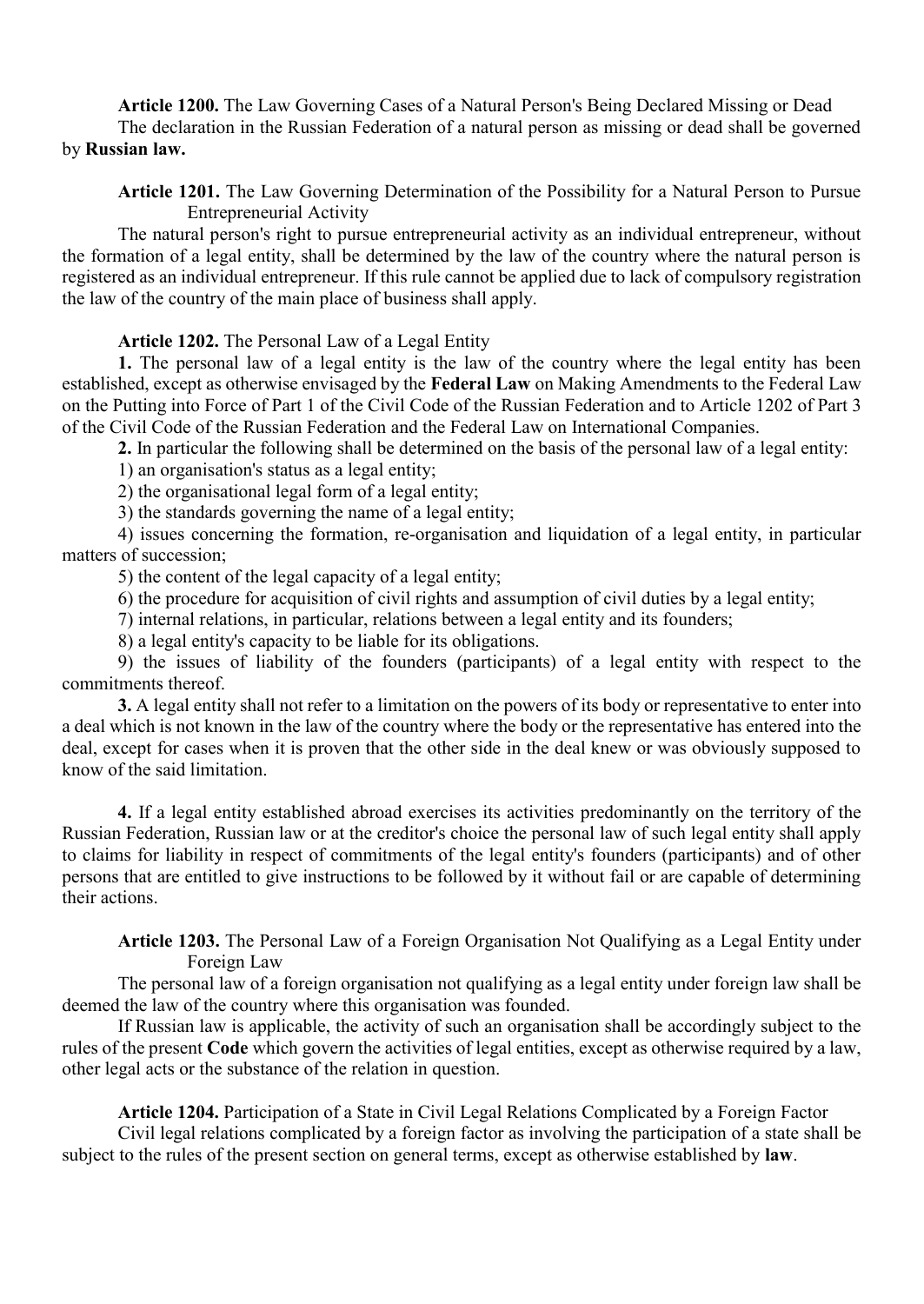**Article 1200.** The Law Governing Cases of a Natural Person's Being Declared Missing or Dead

The declaration in the Russian Federation of a natural person as missing or dead shall be governed by **Russian law.**

**Article 1201.** The Law Governing Determination of the Possibility for a Natural Person to Pursue Entrepreneurial Activity

The natural person's right to pursue entrepreneurial activity as an individual entrepreneur, without the formation of a legal entity, shall be determined by the law of the country where the natural person is registered as an individual entrepreneur. If this rule cannot be applied due to lack of compulsory registration the law of the country of the main place of business shall apply.

**Article 1202.** The Personal Law of a Legal Entity

**1.** The personal law of a legal entity is the law of the country where the legal entity has been established, except as otherwise envisaged by the **Federal Law** on Making Amendments to the Federal Law on the Putting into Force of Part 1 of the Civil Code of the Russian Federation and to Article 1202 of Part 3 of the Civil Code of the Russian Federation and the Federal Law on International Companies.

**2.** In particular the following shall be determined on the basis of the personal law of a legal entity:

1) an organisation's status as a legal entity;

2) the organisational legal form of a legal entity;

3) the standards governing the name of a legal entity;

4) issues concerning the formation, re-organisation and liquidation of a legal entity, in particular matters of succession;

5) the content of the legal capacity of a legal entity;

6) the procedure for acquisition of civil rights and assumption of civil duties by a legal entity;

7) internal relations, in particular, relations between a legal entity and its founders;

8) a legal entity's capacity to be liable for its obligations.

9) the issues of liability of the founders (participants) of a legal entity with respect to the commitments thereof.

**3.** A legal entity shall not refer to a limitation on the powers of its body or representative to enter into a deal which is not known in the law of the country where the body or the representative has entered into the deal, except for cases when it is proven that the other side in the deal knew or was obviously supposed to know of the said limitation.

**4.** If a legal entity established abroad exercises its activities predominantly on the territory of the Russian Federation, Russian law or at the creditor's choice the personal law of such legal entity shall apply to claims for liability in respect of commitments of the legal entity's founders (participants) and of other persons that are entitled to give instructions to be followed by it without fail or are capable of determining their actions.

**Article 1203.** The Personal Law of a Foreign Organisation Not Qualifying as a Legal Entity under Foreign Law

The personal law of a foreign organisation not qualifying as a legal entity under foreign law shall be deemed the law of the country where this organisation was founded.

If Russian law is applicable, the activity of such an organisation shall be accordingly subject to the rules of the present **Code** which govern the activities of legal entities, except as otherwise required by a law, other legal acts or the substance of the relation in question.

**Article 1204.** Participation of a State in Civil Legal Relations Complicated by a Foreign Factor

Civil legal relations complicated by a foreign factor as involving the participation of a state shall be subject to the rules of the present section on general terms, except as otherwise established by **law**.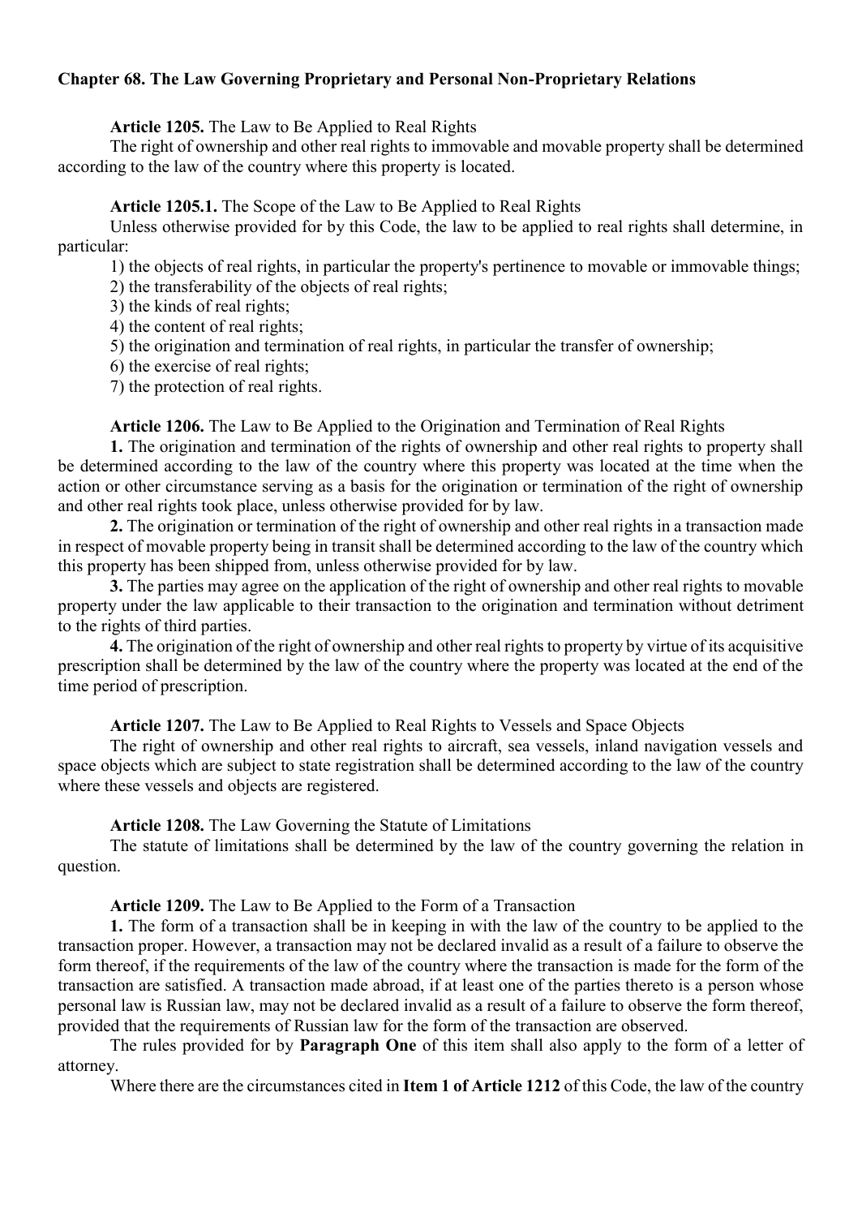**Chapter 68. The Law Governing Proprietary and Personal Non-Proprietary Relations**

**Article 1205.** The Law to Be Applied to Real Rights

The right of ownership and other real rights to immovable and movable property shall be determined according to the law of the country where this property is located.

**Article 1205.1.** The Scope of the Law to Be Applied to Real Rights

Unless otherwise provided for by this Code, the law to be applied to real rights shall determine, in particular:

1) the objects of real rights, in particular the property's pertinence to movable or immovable things;
2) the transferability of the objects of real rights;
3) the kinds of real rights;
4) the content of real rights;
5) the origination and termination of real rights, in particular the transfer of ownership;
6) the exercise of real rights;
7) the protection of real rights.

**Article 1206.** The Law to Be Applied to the Origination and Termination of Real Rights

**1.** The origination and termination of the rights of ownership and other real rights to property shall be determined according to the law of the country where this property was located at the time when the action or other circumstance serving as a basis for the origination or termination of the right of ownership and other real rights took place, unless otherwise provided for by law.

**2.** The origination or termination of the right of ownership and other real rights in a transaction made in respect of movable property being in transit shall be determined according to the law of the country which this property has been shipped from, unless otherwise provided for by law.

**3.** The parties may agree on the application of the right of ownership and other real rights to movable property under the law applicable to their transaction to the origination and termination without detriment to the rights of third parties.

**4.** The origination of the right of ownership and other real rights to property by virtue of its acquisitive prescription shall be determined by the law of the country where the property was located at the end of the time period of prescription.

**Article 1207.** The Law to Be Applied to Real Rights to Vessels and Space Objects

The right of ownership and other real rights to aircraft, sea vessels, inland navigation vessels and space objects which are subject to state registration shall be determined according to the law of the country where these vessels and objects are registered.

**Article 1208.** The Law Governing the Statute of Limitations

The statute of limitations shall be determined by the law of the country governing the relation in question.

**Article 1209.** The Law to Be Applied to the Form of a Transaction

**1.** The form of a transaction shall be in keeping in with the law of the country to be applied to the transaction proper. However, a transaction may not be declared invalid as a result of a failure to observe the form thereof, if the requirements of the law of the country where the transaction is made for the form of the transaction are satisfied. A transaction made abroad, if at least one of the parties thereto is a person whose personal law is Russian law, may not be declared invalid as a result of a failure to observe the form thereof, provided that the requirements of Russian law for the form of the transaction are observed.

The rules provided for by **Paragraph One** of this item shall also apply to the form of a letter of attorney.

Where there are the circumstances cited in **Item 1 of Article 1212** of this Code, the law of the country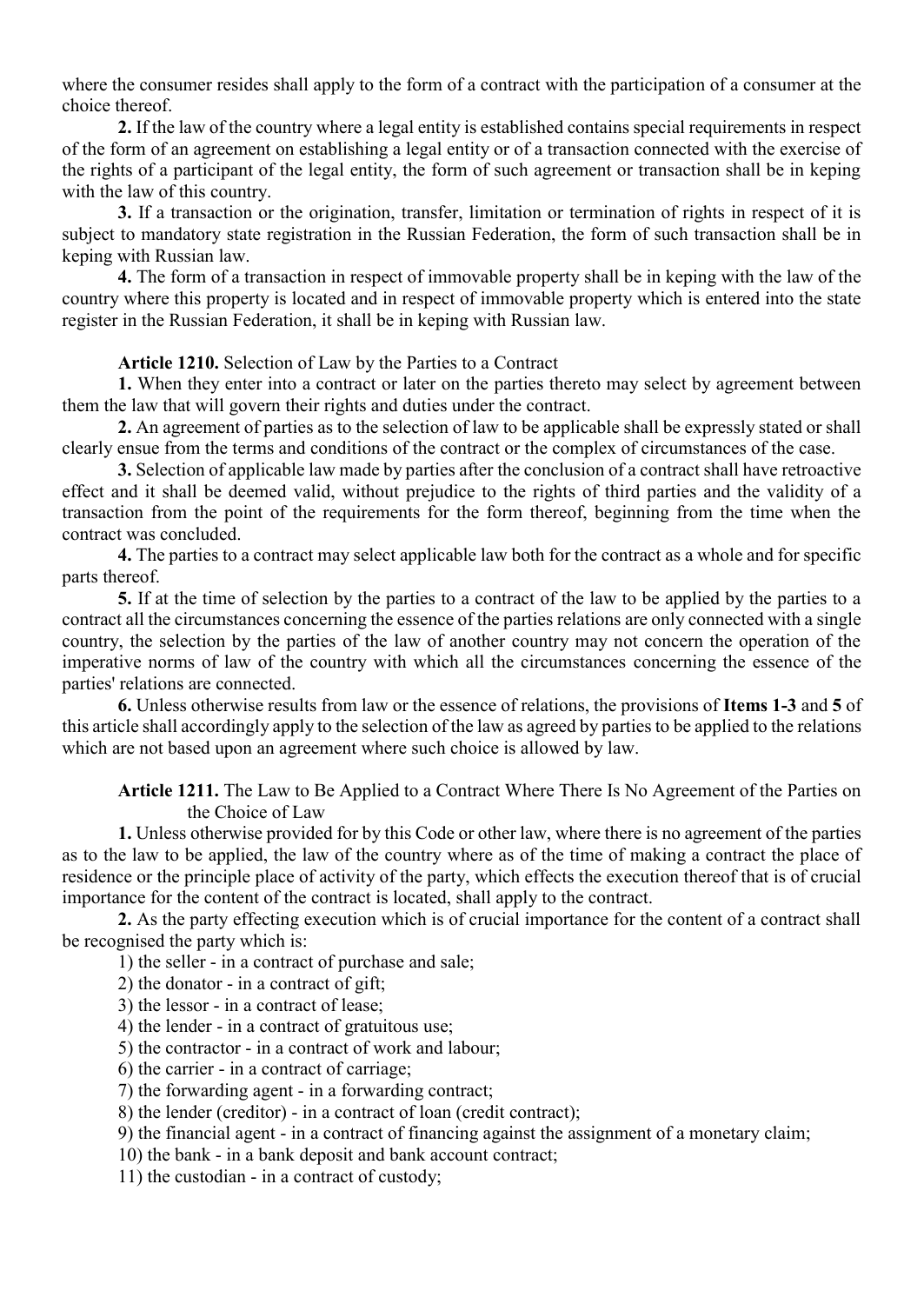where the consumer resides shall apply to the form of a contract with the participation of a consumer at the choice thereof.

**2.** If the law of the country where a legal entity is established contains special requirements in respect of the form of an agreement on establishing a legal entity or of a transaction connected with the exercise of the rights of a participant of the legal entity, the form of such agreement or transaction shall be in keping with the law of this country.

**3.** If a transaction or the origination, transfer, limitation or termination of rights in respect of it is subject to mandatory state registration in the Russian Federation, the form of such transaction shall be in keping with Russian law.

**4.** The form of a transaction in respect of immovable property shall be in keping with the law of the country where this property is located and in respect of immovable property which is entered into the state register in the Russian Federation, it shall be in keping with Russian law.

**Article 1210.** Selection of Law by the Parties to a Contract

**1.** When they enter into a contract or later on the parties thereto may select by agreement between them the law that will govern their rights and duties under the contract.

**2.** An agreement of parties as to the selection of law to be applicable shall be expressly stated or shall clearly ensue from the terms and conditions of the contract or the complex of circumstances of the case.

**3.** Selection of applicable law made by parties after the conclusion of a contract shall have retroactive effect and it shall be deemed valid, without prejudice to the rights of third parties and the validity of a transaction from the point of the requirements for the form thereof, beginning from the time when the contract was concluded.

**4.** The parties to a contract may select applicable law both for the contract as a whole and for specific parts thereof.

**5.** If at the time of selection by the parties to a contract of the law to be applied by the parties to a contract all the circumstances concerning the essence of the parties relations are only connected with a single country, the selection by the parties of the law of another country may not concern the operation of the imperative norms of law of the country with which all the circumstances concerning the essence of the parties' relations are connected.

**6.** Unless otherwise results from law or the essence of relations, the provisions of **Items 1-3** and **5** of this article shall accordingly apply to the selection of the law as agreed by parties to be applied to the relations which are not based upon an agreement where such choice is allowed by law.

**Article 1211.** The Law to Be Applied to a Contract Where There Is No Agreement of the Parties on the Choice of Law

**1.** Unless otherwise provided for by this Code or other law, where there is no agreement of the parties as to the law to be applied, the law of the country where as of the time of making a contract the place of residence or the principle place of activity of the party, which effects the execution thereof that is of crucial importance for the content of the contract is located, shall apply to the contract.

**2.** As the party effecting execution which is of crucial importance for the content of a contract shall be recognised the party which is:

1) the seller - in a contract of purchase and sale;
2) the donator - in a contract of gift;
3) the lessor - in a contract of lease;
4) the lender - in a contract of gratuitous use;
5) the contractor - in a contract of work and labour;
6) the carrier - in a contract of carriage;
7) the forwarding agent - in a forwarding contract;
8) the lender (creditor) - in a contract of loan (credit contract);
9) the financial agent - in a contract of financing against the assignment of a monetary claim;
10) the bank - in a bank deposit and bank account contract;
11) the custodian - in a contract of custody;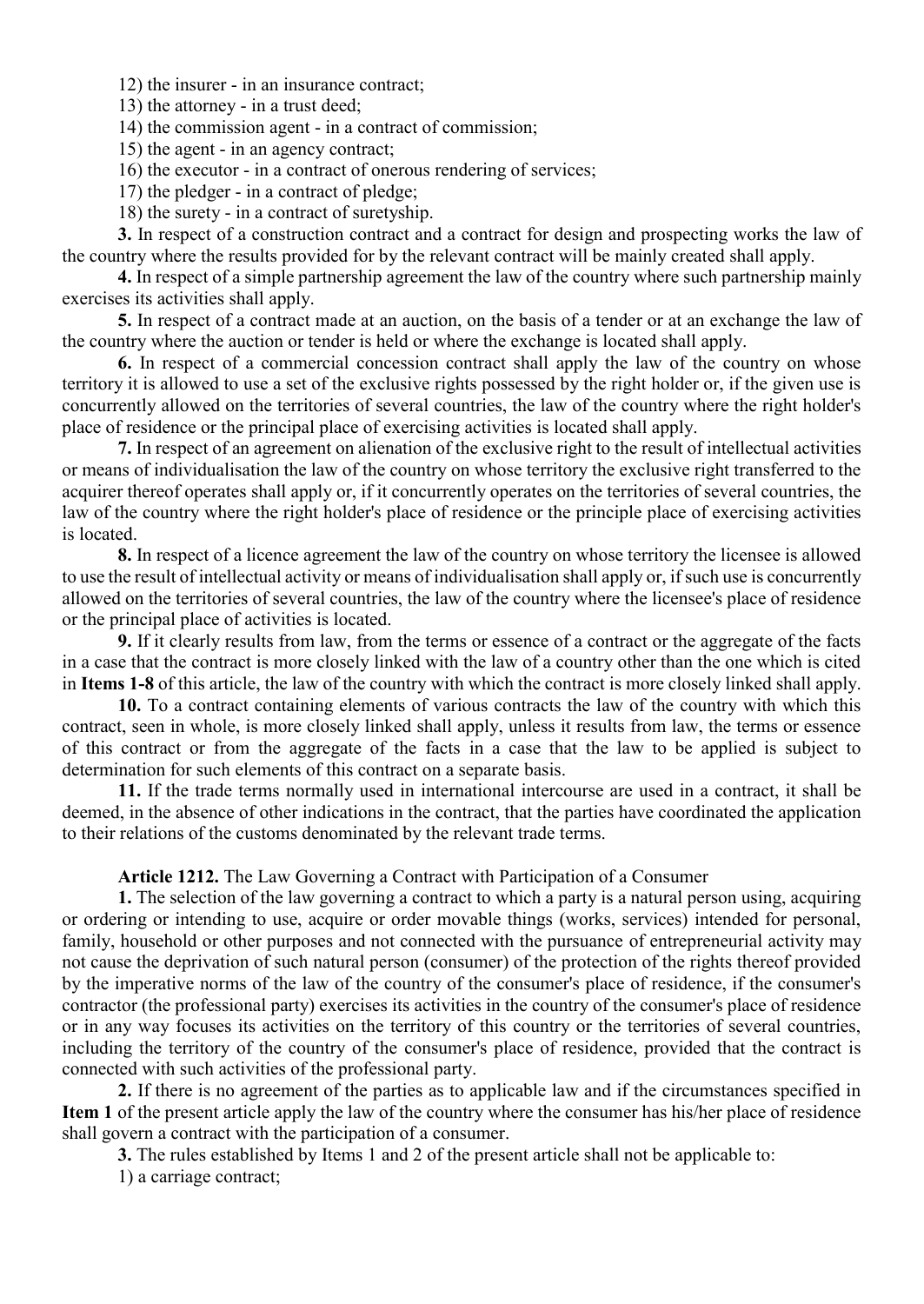12) the insurer - in an insurance contract;

13) the attorney - in a trust deed;

14) the commission agent - in a contract of commission;

15) the agent - in an agency contract;

16) the executor - in a contract of onerous rendering of services;

17) the pledger - in a contract of pledge;

18) the surety - in a contract of suretyship.

**3.** In respect of a construction contract and a contract for design and prospecting works the law of the country where the results provided for by the relevant contract will be mainly created shall apply.

**4.** In respect of a simple partnership agreement the law of the country where such partnership mainly exercises its activities shall apply.

**5.** In respect of a contract made at an auction, on the basis of a tender or at an exchange the law of the country where the auction or tender is held or where the exchange is located shall apply.

**6.** In respect of a commercial concession contract shall apply the law of the country on whose territory it is allowed to use a set of the exclusive rights possessed by the right holder or, if the given use is concurrently allowed on the territories of several countries, the law of the country where the right holder's place of residence or the principal place of exercising activities is located shall apply.

**7.** In respect of an agreement on alienation of the exclusive right to the result of intellectual activities or means of individualisation the law of the country on whose territory the exclusive right transferred to the acquirer thereof operates shall apply or, if it concurrently operates on the territories of several countries, the law of the country where the right holder's place of residence or the principle place of exercising activities is located.

**8.** In respect of a licence agreement the law of the country on whose territory the licensee is allowed to use the result of intellectual activity or means of individualisation shall apply or, if such use is concurrently allowed on the territories of several countries, the law of the country where the licensee's place of residence or the principal place of activities is located.

**9.** If it clearly results from law, from the terms or essence of a contract or the aggregate of the facts in a case that the contract is more closely linked with the law of a country other than the one which is cited in **Items 1-8** of this article, the law of the country with which the contract is more closely linked shall apply.

**10.** To a contract containing elements of various contracts the law of the country with which this contract, seen in whole, is more closely linked shall apply, unless it results from law, the terms or essence of this contract or from the aggregate of the facts in a case that the law to be applied is subject to determination for such elements of this contract on a separate basis.

**11.** If the trade terms normally used in international intercourse are used in a contract, it shall be deemed, in the absence of other indications in the contract, that the parties have coordinated the application to their relations of the customs denominated by the relevant trade terms.

**Article 1212.** The Law Governing a Contract with Participation of a Consumer

**1.** The selection of the law governing a contract to which a party is a natural person using, acquiring or ordering or intending to use, acquire or order movable things (works, services) intended for personal, family, household or other purposes and not connected with the pursuance of entrepreneurial activity may not cause the deprivation of such natural person (consumer) of the protection of the rights thereof provided by the imperative norms of the law of the country of the consumer's place of residence, if the consumer's contractor (the professional party) exercises its activities in the country of the consumer's place of residence or in any way focuses its activities on the territory of this country or the territories of several countries, including the territory of the country of the consumer's place of residence, provided that the contract is connected with such activities of the professional party.

**2.** If there is no agreement of the parties as to applicable law and if the circumstances specified in **Item 1** of the present article apply the law of the country where the consumer has his/her place of residence shall govern a contract with the participation of a consumer.

**3.** The rules established by Items 1 and 2 of the present article shall not be applicable to:

1) a carriage contract;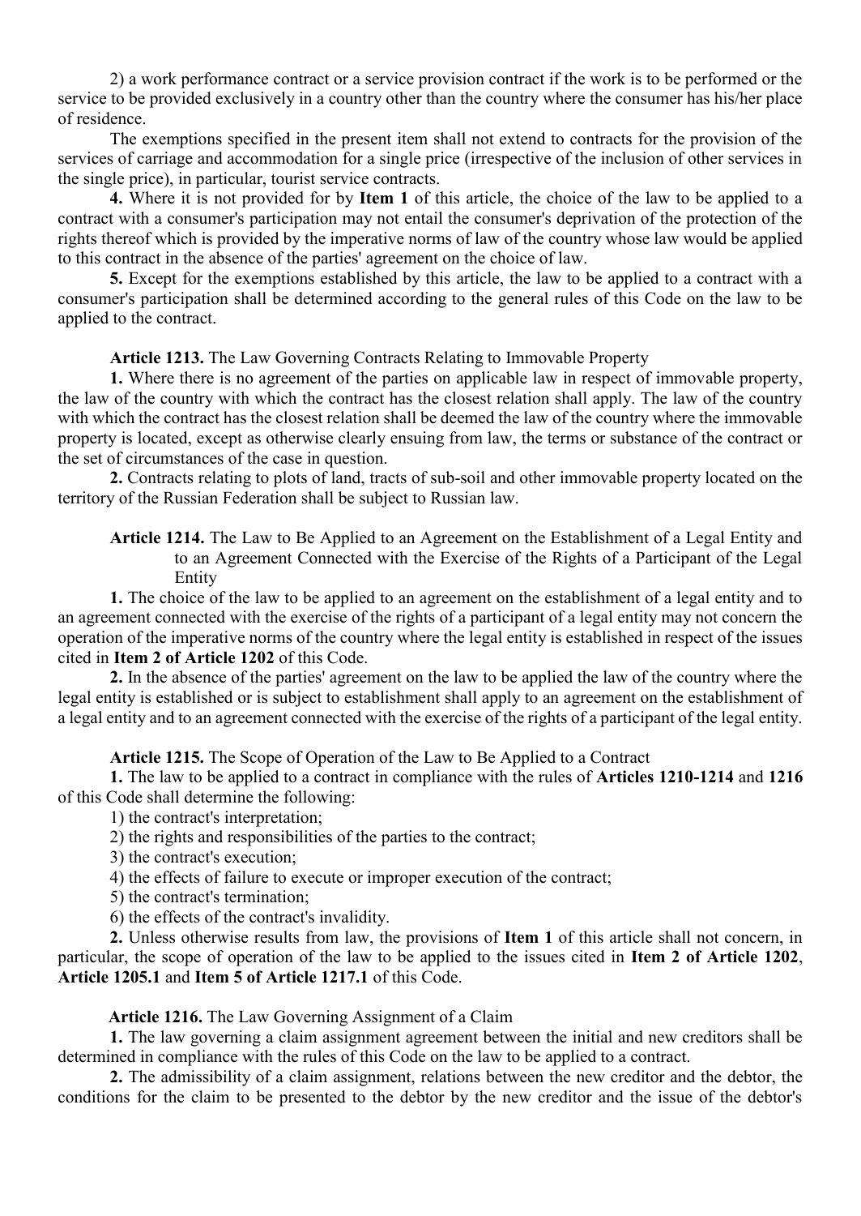2) a work performance contract or a service provision contract if the work is to be performed or the service to be provided exclusively in a country other than the country where the consumer has his/her place of residence.

The exemptions specified in the present item shall not extend to contracts for the provision of the services of carriage and accommodation for a single price (irrespective of the inclusion of other services in the single price), in particular, tourist service contracts.

**4.** Where it is not provided for by **Item 1** of this article, the choice of the law to be applied to a contract with a consumer's participation may not entail the consumer's deprivation of the protection of the rights thereof which is provided by the imperative norms of law of the country whose law would be applied to this contract in the absence of the parties' agreement on the choice of law.

**5.** Except for the exemptions established by this article, the law to be applied to a contract with a consumer's participation shall be determined according to the general rules of this Code on the law to be applied to the contract.

**Article 1213.** The Law Governing Contracts Relating to Immovable Property

**1.** Where there is no agreement of the parties on applicable law in respect of immovable property, the law of the country with which the contract has the closest relation shall apply. The law of the country with which the contract has the closest relation shall be deemed the law of the country where the immovable property is located, except as otherwise clearly ensuing from law, the terms or substance of the contract or the set of circumstances of the case in question.

**2.** Contracts relating to plots of land, tracts of sub-soil and other immovable property located on the territory of the Russian Federation shall be subject to Russian law.

**Article 1214.** The Law to Be Applied to an Agreement on the Establishment of a Legal Entity and to an Agreement Connected with the Exercise of the Rights of a Participant of the Legal Entity

**1.** The choice of the law to be applied to an agreement on the establishment of a legal entity and to an agreement connected with the exercise of the rights of a participant of a legal entity may not concern the operation of the imperative norms of the country where the legal entity is established in respect of the issues cited in **Item 2 of Article 1202** of this Code.

**2.** In the absence of the parties' agreement on the law to be applied the law of the country where the legal entity is established or is subject to establishment shall apply to an agreement on the establishment of a legal entity and to an agreement connected with the exercise of the rights of a participant of the legal entity.

**Article 1215.** The Scope of Operation of the Law to Be Applied to a Contract

**1.** The law to be applied to a contract in compliance with the rules of **Articles 1210-1214** and **1216** of this Code shall determine the following:

1) the contract's interpretation;
2) the rights and responsibilities of the parties to the contract;
3) the contract's execution;
4) the effects of failure to execute or improper execution of the contract;
5) the contract's termination;
6) the effects of the contract's invalidity.

**2.** Unless otherwise results from law, the provisions of **Item 1** of this article shall not concern, in particular, the scope of operation of the law to be applied to the issues cited in **Item 2 of Article 1202**, **Article 1205.1** and **Item 5 of Article 1217.1** of this Code.

**Article 1216.** The Law Governing Assignment of a Claim

**1.** The law governing a claim assignment agreement between the initial and new creditors shall be determined in compliance with the rules of this Code on the law to be applied to a contract.

**2.** The admissibility of a claim assignment, relations between the new creditor and the debtor, the conditions for the claim to be presented to the debtor by the new creditor and the issue of the debtor's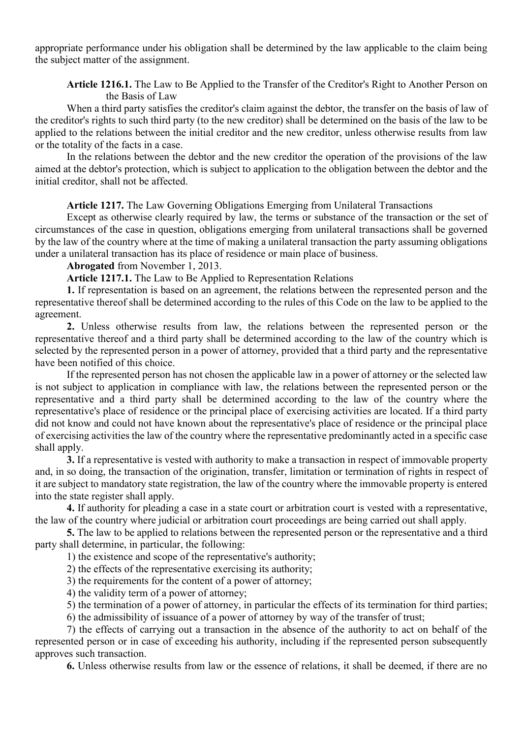appropriate performance under his obligation shall be determined by the law applicable to the claim being the subject matter of the assignment.

**Article 1216.1.** The Law to Be Applied to the Transfer of the Creditor's Right to Another Person on the Basis of Law

When a third party satisfies the creditor's claim against the debtor, the transfer on the basis of law of the creditor's rights to such third party (to the new creditor) shall be determined on the basis of the law to be applied to the relations between the initial creditor and the new creditor, unless otherwise results from law or the totality of the facts in a case.

In the relations between the debtor and the new creditor the operation of the provisions of the law aimed at the debtor's protection, which is subject to application to the obligation between the debtor and the initial creditor, shall not be affected.

**Article 1217.** The Law Governing Obligations Emerging from Unilateral Transactions

Except as otherwise clearly required by law, the terms or substance of the transaction or the set of circumstances of the case in question, obligations emerging from unilateral transactions shall be governed by the law of the country where at the time of making a unilateral transaction the party assuming obligations under a unilateral transaction has its place of residence or main place of business.

**Abrogated** from November 1, 2013.

**Article 1217.1.** The Law to Be Applied to Representation Relations

**1.** If representation is based on an agreement, the relations between the represented person and the representative thereof shall be determined according to the rules of this Code on the law to be applied to the agreement.

**2.** Unless otherwise results from law, the relations between the represented person or the representative thereof and a third party shall be determined according to the law of the country which is selected by the represented person in a power of attorney, provided that a third party and the representative have been notified of this choice.

If the represented person has not chosen the applicable law in a power of attorney or the selected law is not subject to application in compliance with law, the relations between the represented person or the representative and a third party shall be determined according to the law of the country where the representative's place of residence or the principal place of exercising activities are located. If a third party did not know and could not have known about the representative's place of residence or the principal place of exercising activities the law of the country where the representative predominantly acted in a specific case shall apply.

**3.** If a representative is vested with authority to make a transaction in respect of immovable property and, in so doing, the transaction of the origination, transfer, limitation or termination of rights in respect of it are subject to mandatory state registration, the law of the country where the immovable property is entered into the state register shall apply.

**4.** If authority for pleading a case in a state court or arbitration court is vested with a representative, the law of the country where judicial or arbitration court proceedings are being carried out shall apply.

**5.** The law to be applied to relations between the represented person or the representative and a third party shall determine, in particular, the following:

1) the existence and scope of the representative's authority;

2) the effects of the representative exercising its authority;

3) the requirements for the content of a power of attorney;

4) the validity term of a power of attorney;

5) the termination of a power of attorney, in particular the effects of its termination for third parties;

6) the admissibility of issuance of a power of attorney by way of the transfer of trust;

7) the effects of carrying out a transaction in the absence of the authority to act on behalf of the represented person or in case of exceeding his authority, including if the represented person subsequently approves such transaction.

**6.** Unless otherwise results from law or the essence of relations, it shall be deemed, if there are no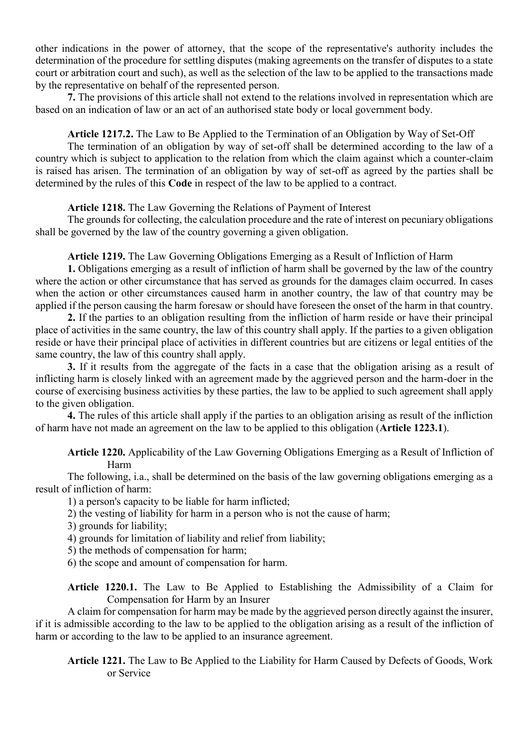other indications in the power of attorney, that the scope of the representative's authority includes the determination of the procedure for settling disputes (making agreements on the transfer of disputes to a state court or arbitration court and such), as well as the selection of the law to be applied to the transactions made by the representative on behalf of the represented person.

**7.** The provisions of this article shall not extend to the relations involved in representation which are based on an indication of law or an act of an authorised state body or local government body.

**Article 1217.2.** The Law to Be Applied to the Termination of an Obligation by Way of Set-Off

The termination of an obligation by way of set-off shall be determined according to the law of a country which is subject to application to the relation from which the claim against which a counter-claim is raised has arisen. The termination of an obligation by way of set-off as agreed by the parties shall be determined by the rules of this **Code** in respect of the law to be applied to a contract.

**Article 1218.** The Law Governing the Relations of Payment of Interest

The grounds for collecting, the calculation procedure and the rate of interest on pecuniary obligations shall be governed by the law of the country governing a given obligation.

**Article 1219.** The Law Governing Obligations Emerging as a Result of Infliction of Harm

**1.** Obligations emerging as a result of infliction of harm shall be governed by the law of the country where the action or other circumstance that has served as grounds for the damages claim occurred. In cases when the action or other circumstances caused harm in another country, the law of that country may be applied if the person causing the harm foresaw or should have foreseen the onset of the harm in that country.

**2.** If the parties to an obligation resulting from the infliction of harm reside or have their principal place of activities in the same country, the law of this country shall apply. If the parties to a given obligation reside or have their principal place of activities in different countries but are citizens or legal entities of the same country, the law of this country shall apply.

**3.** If it results from the aggregate of the facts in a case that the obligation arising as a result of inflicting harm is closely linked with an agreement made by the aggrieved person and the harm-doer in the course of exercising business activities by these parties, the law to be applied to such agreement shall apply to the given obligation.

**4.** The rules of this article shall apply if the parties to an obligation arising as result of the infliction of harm have not made an agreement on the law to be applied to this obligation (**Article 1223.1**).

**Article 1220.** Applicability of the Law Governing Obligations Emerging as a Result of Infliction of Harm

The following, i.a., shall be determined on the basis of the law governing obligations emerging as a result of infliction of harm:

1) a person's capacity to be liable for harm inflicted;
2) the vesting of liability for harm in a person who is not the cause of harm;
3) grounds for liability;
4) grounds for limitation of liability and relief from liability;
5) the methods of compensation for harm;
6) the scope and amount of compensation for harm.

**Article 1220.1.** The Law to Be Applied to Establishing the Admissibility of a Claim for Compensation for Harm by an Insurer

A claim for compensation for harm may be made by the aggrieved person directly against the insurer, if it is admissible according to the law to be applied to the obligation arising as a result of the infliction of harm or according to the law to be applied to an insurance agreement.

**Article 1221.** The Law to Be Applied to the Liability for Harm Caused by Defects of Goods, Work or Service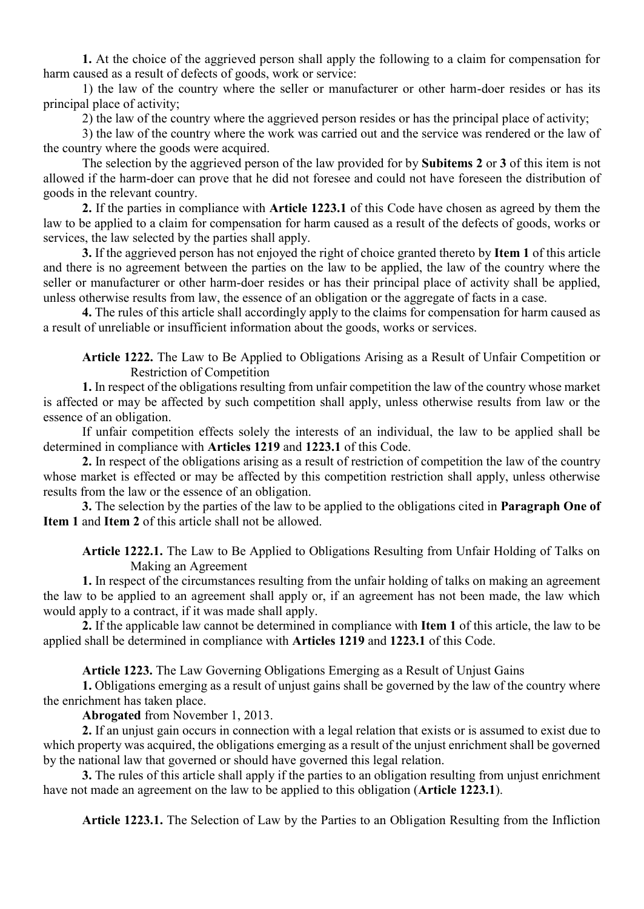**1.** At the choice of the aggrieved person shall apply the following to a claim for compensation for harm caused as a result of defects of goods, work or service:

1) the law of the country where the seller or manufacturer or other harm-doer resides or has its principal place of activity;

2) the law of the country where the aggrieved person resides or has the principal place of activity;

3) the law of the country where the work was carried out and the service was rendered or the law of the country where the goods were acquired.

The selection by the aggrieved person of the law provided for by **Subitems 2** or **3** of this item is not allowed if the harm-doer can prove that he did not foresee and could not have foreseen the distribution of goods in the relevant country.

**2.** If the parties in compliance with **Article 1223.1** of this Code have chosen as agreed by them the law to be applied to a claim for compensation for harm caused as a result of the defects of goods, works or services, the law selected by the parties shall apply.

**3.** If the aggrieved person has not enjoyed the right of choice granted thereto by **Item 1** of this article and there is no agreement between the parties on the law to be applied, the law of the country where the seller or manufacturer or other harm-doer resides or has their principal place of activity shall be applied, unless otherwise results from law, the essence of an obligation or the aggregate of facts in a case.

**4.** The rules of this article shall accordingly apply to the claims for compensation for harm caused as a result of unreliable or insufficient information about the goods, works or services.

**Article 1222.** The Law to Be Applied to Obligations Arising as a Result of Unfair Competition or Restriction of Competition

**1.** In respect of the obligations resulting from unfair competition the law of the country whose market is affected or may be affected by such competition shall apply, unless otherwise results from law or the essence of an obligation.

If unfair competition effects solely the interests of an individual, the law to be applied shall be determined in compliance with **Articles 1219** and **1223.1** of this Code.

**2.** In respect of the obligations arising as a result of restriction of competition the law of the country whose market is effected or may be affected by this competition restriction shall apply, unless otherwise results from the law or the essence of an obligation.

**3.** The selection by the parties of the law to be applied to the obligations cited in **Paragraph One of Item 1** and **Item 2** of this article shall not be allowed.

**Article 1222.1.** The Law to Be Applied to Obligations Resulting from Unfair Holding of Talks on Making an Agreement

**1.** In respect of the circumstances resulting from the unfair holding of talks on making an agreement the law to be applied to an agreement shall apply or, if an agreement has not been made, the law which would apply to a contract, if it was made shall apply.

**2.** If the applicable law cannot be determined in compliance with **Item 1** of this article, the law to be applied shall be determined in compliance with **Articles 1219** and **1223.1** of this Code.

**Article 1223.** The Law Governing Obligations Emerging as a Result of Unjust Gains

**1.** Obligations emerging as a result of unjust gains shall be governed by the law of the country where the enrichment has taken place.

**Abrogated** from November 1, 2013.

**2.** If an unjust gain occurs in connection with a legal relation that exists or is assumed to exist due to which property was acquired, the obligations emerging as a result of the unjust enrichment shall be governed by the national law that governed or should have governed this legal relation.

**3.** The rules of this article shall apply if the parties to an obligation resulting from unjust enrichment have not made an agreement on the law to be applied to this obligation (**Article 1223.1**).

**Article 1223.1.** The Selection of Law by the Parties to an Obligation Resulting from the Infliction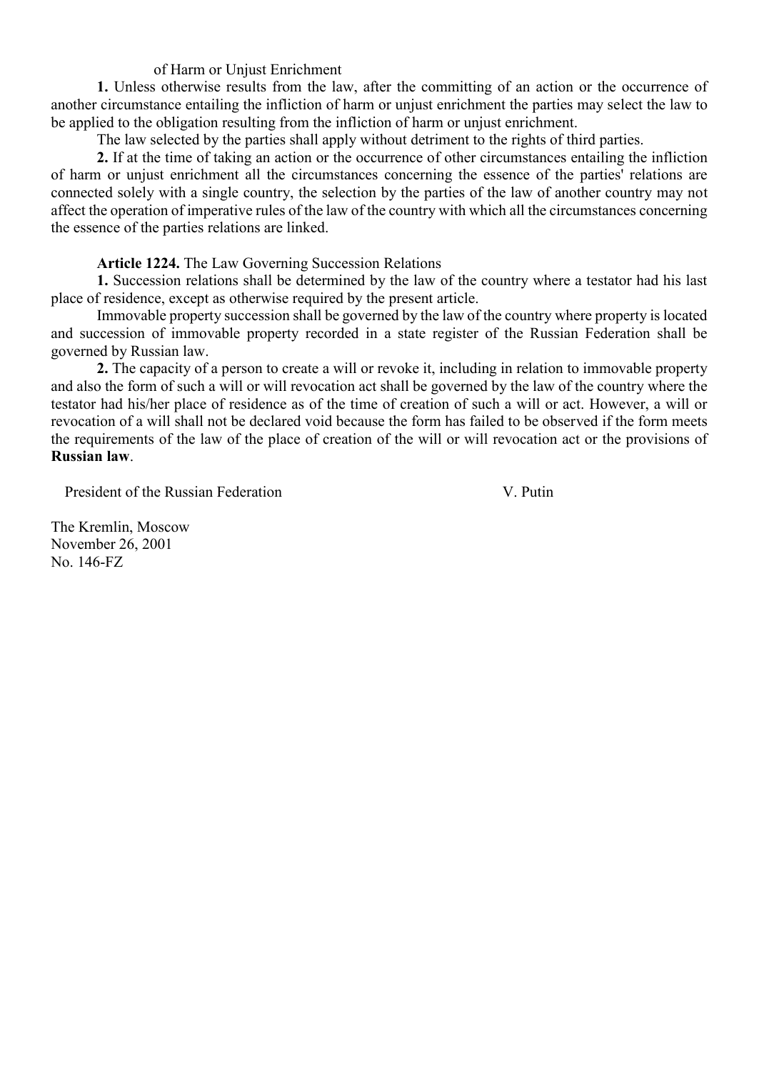of Harm or Unjust Enrichment

**1.** Unless otherwise results from the law, after the committing of an action or the occurrence of another circumstance entailing the infliction of harm or unjust enrichment the parties may select the law to be applied to the obligation resulting from the infliction of harm or unjust enrichment.

The law selected by the parties shall apply without detriment to the rights of third parties.

**2.** If at the time of taking an action or the occurrence of other circumstances entailing the infliction of harm or unjust enrichment all the circumstances concerning the essence of the parties' relations are connected solely with a single country, the selection by the parties of the law of another country may not affect the operation of imperative rules of the law of the country with which all the circumstances concerning the essence of the parties relations are linked.

**Article 1224.** The Law Governing Succession Relations

**1.** Succession relations shall be determined by the law of the country where a testator had his last place of residence, except as otherwise required by the present article.

Immovable property succession shall be governed by the law of the country where property is located and succession of immovable property recorded in a state register of the Russian Federation shall be governed by Russian law.

**2.** The capacity of a person to create a will or revoke it, including in relation to immovable property and also the form of such a will or will revocation act shall be governed by the law of the country where the testator had his/her place of residence as of the time of creation of such a will or act. However, a will or revocation of a will shall not be declared void because the form has failed to be observed if the form meets the requirements of the law of the place of creation of the will or will revocation act or the provisions of **Russian law**.

President of the Russian Federation V. Putin

The Kremlin, Moscow
November 26, 2001
No. 146-FZ